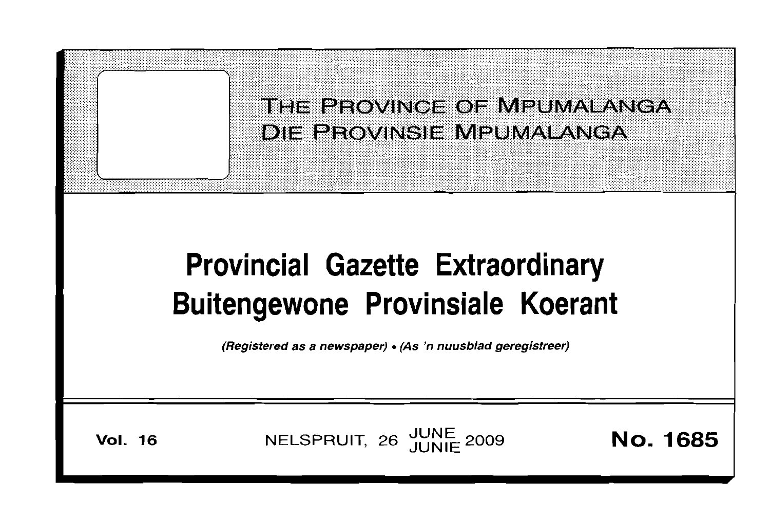THE PROVINCE OF MPUMALANGA
DIE PROVINSIE MPUMALANGA

# Provincial Gazette Extraordinary
# Buitengewone Provinsiale Koerant

*(Registered as a newspaper) • (As 'n nuusblad geregistreer)*

**Vol. 16** NELSPRUIT, 26 JUNE JUNIE 2009 **No. 1685**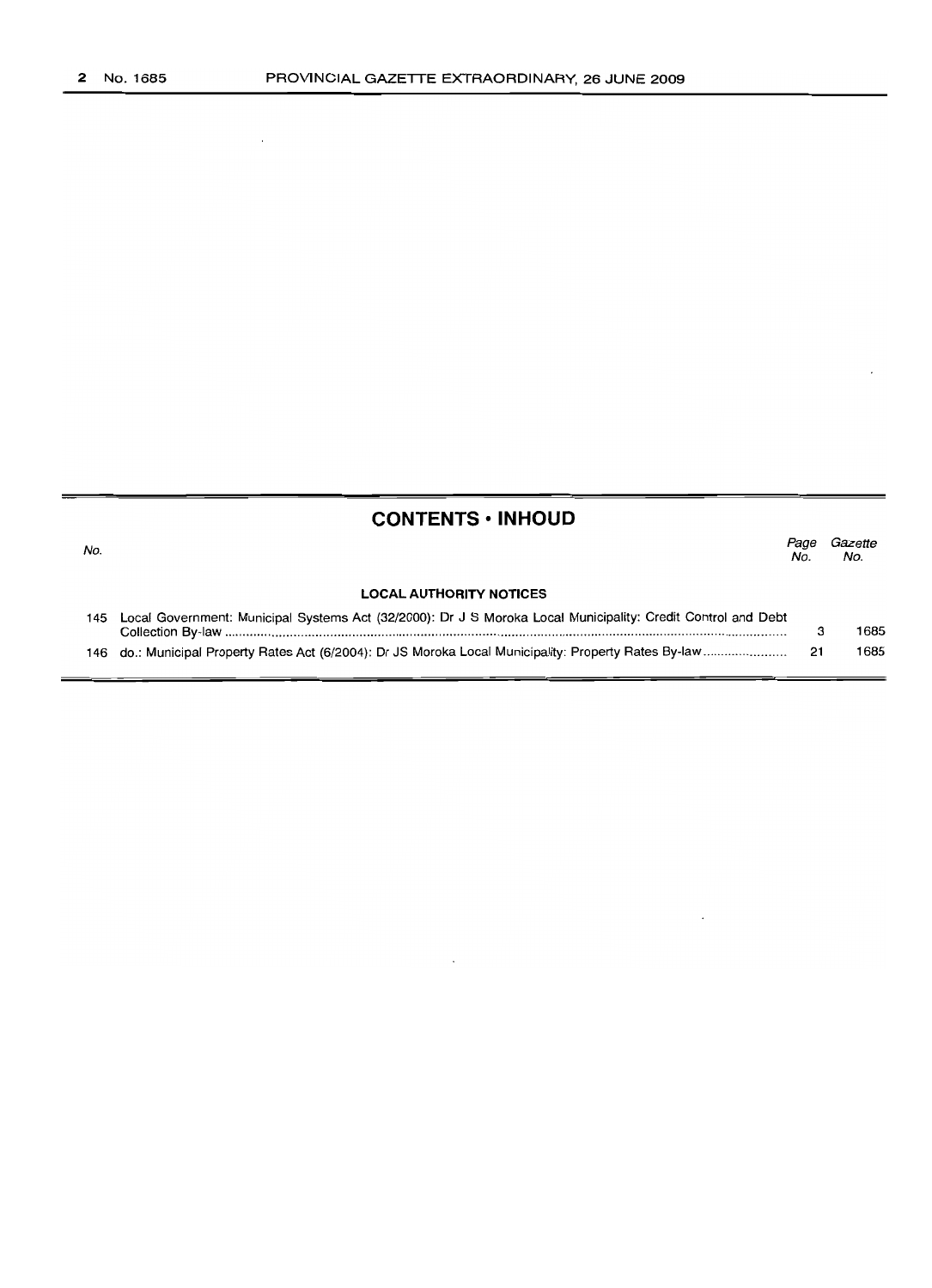## CONTENTS • INHOUD

| No. | | Page No. | Gazette No. |
|---|---|---|---|
| | **LOCAL AUTHORITY NOTICES** | | |
| 145 | Local Government: Municipal Systems Act (32/2000): Dr J S Moroka Local Municipality: Credit Control and Debt Collection By-law | 3 | 1685 |
| 146 | do.: Municipal Property Rates Act (6/2004): Dr JS Moroka Local Municipality: Property Rates By-law | 21 | 1685 |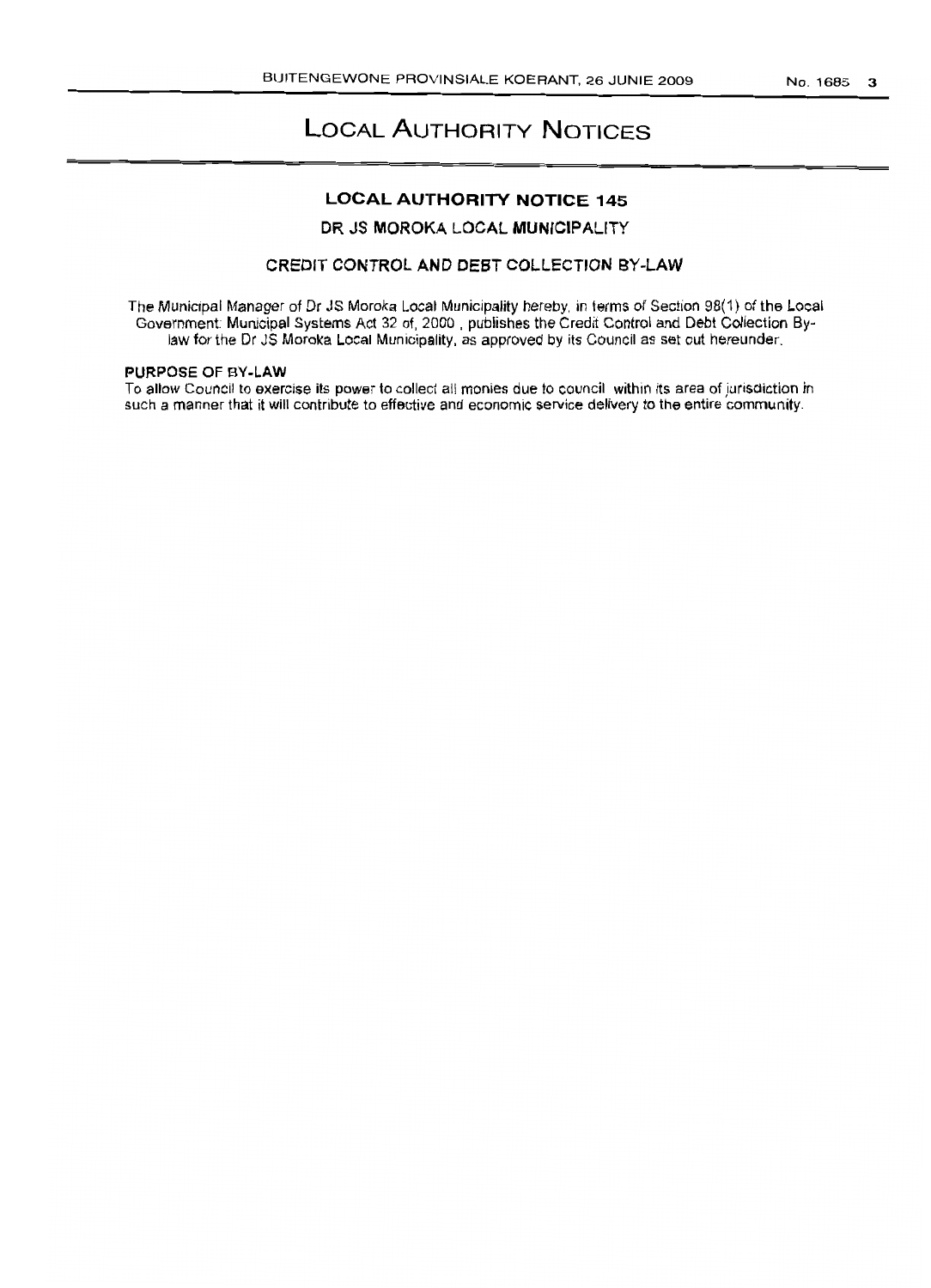# LOCAL AUTHORITY NOTICES

## LOCAL AUTHORITY NOTICE 145

### DR JS MOROKA LOCAL MUNICIPALITY

### CREDIT CONTROL AND DEBT COLLECTION BY-LAW

The Municipal Manager of Dr JS Moroka Local Municipality hereby, in terms of Section 98(1) of the Local Government: Municipal Systems Act 32 of, 2000 , publishes the Credit Control and Debt Collection By-law for the Dr JS Moroka Local Municipality, as approved by its Council as set out hereunder.

**PURPOSE OF BY-LAW**

To allow Council to exercise its power to collect all monies due to council within its area of jurisdiction in such a manner that it will contribute to effective and economic service delivery to the entire community.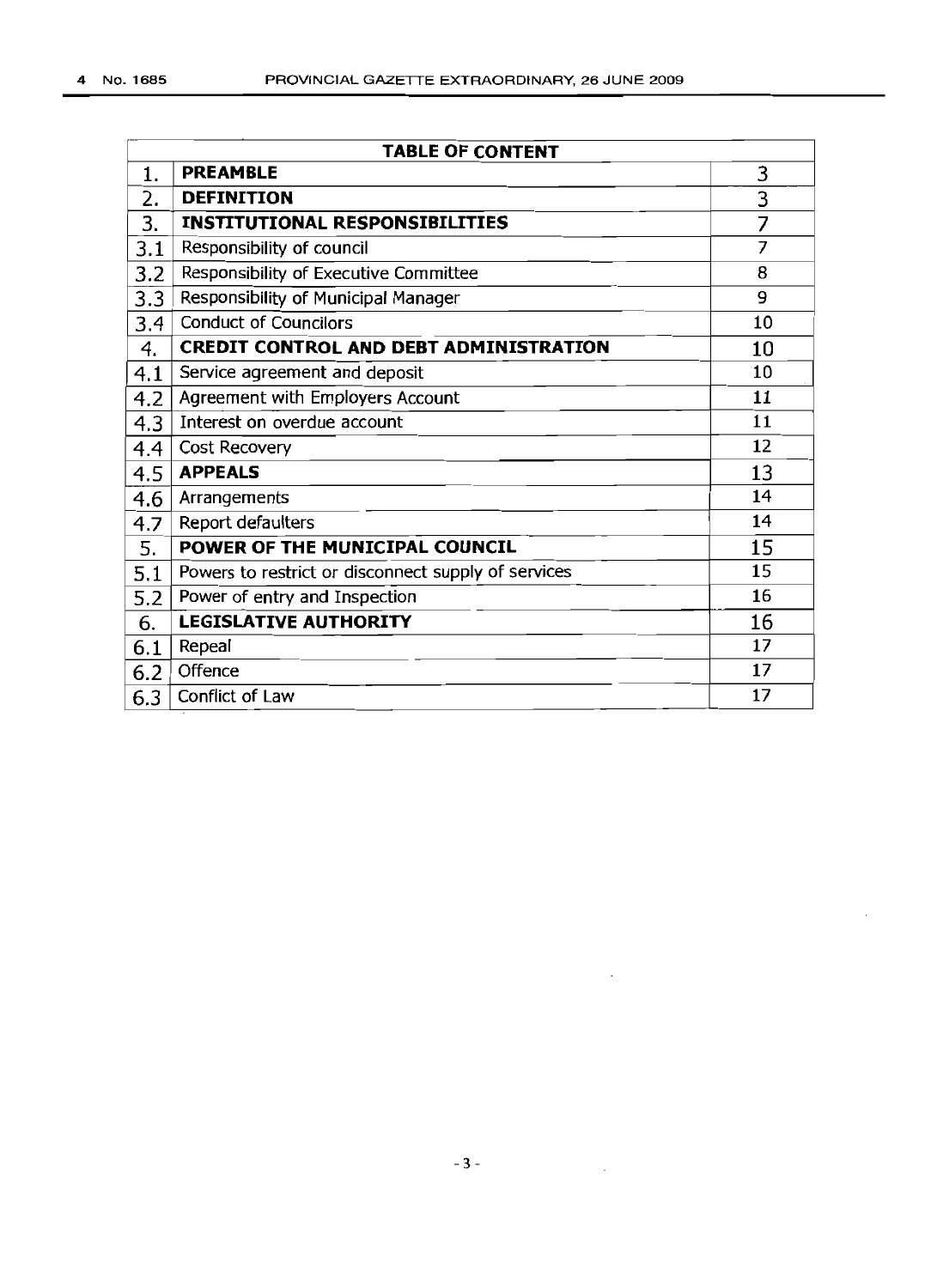| TABLE OF CONTENT | | |
|---|---|---|
| 1. | **PREAMBLE** | 3 |
| 2. | **DEFINITION** | 3 |
| 3. | **INSTITUTIONAL RESPONSIBILITIES** | 7 |
| 3.1 | Responsibility of council | 7 |
| 3.2 | Responsibility of Executive Committee | 8 |
| 3.3 | Responsibility of Municipal Manager | 9 |
| 3.4 | Conduct of Councilors | 10 |
| 4. | **CREDIT CONTROL AND DEBT ADMINISTRATION** | 10 |
| 4.1 | Service agreement and deposit | 10 |
| 4.2 | Agreement with Employers Account | 11 |
| 4.3 | Interest on overdue account | 11 |
| 4.4 | Cost Recovery | 12 |
| 4.5 | **APPEALS** | 13 |
| 4.6 | Arrangements | 14 |
| 4.7 | Report defaulters | 14 |
| 5. | **POWER OF THE MUNICIPAL COUNCIL** | 15 |
| 5.1 | Powers to restrict or disconnect supply of services | 15 |
| 5.2 | Power of entry and Inspection | 16 |
| 6. | **LEGISLATIVE AUTHORITY** | 16 |
| 6.1 | Repeal | 17 |
| 6.2 | Offence | 17 |
| 6.3 | Conflict of Law | 17 |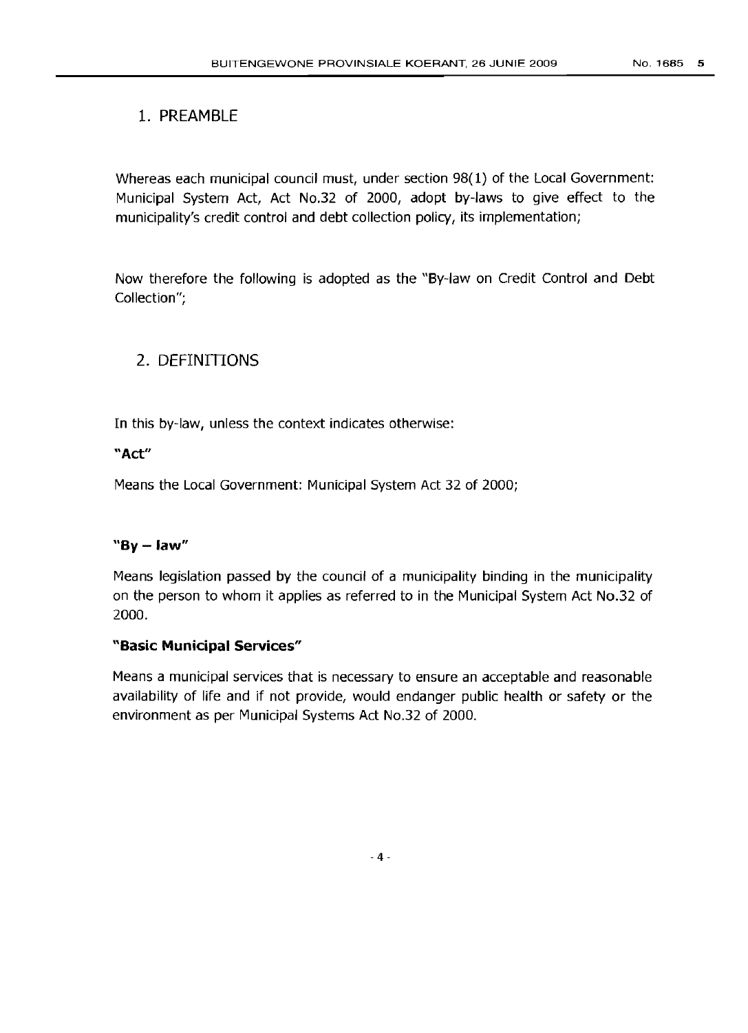## 1. PREAMBLE

Whereas each municipal council must, under section 98(1) of the Local Government: Municipal System Act, Act No.32 of 2000, adopt by-laws to give effect to the municipality's credit control and debt collection policy, its implementation;

Now therefore the following is adopted as the "By-law on Credit Control and Debt Collection";

## 2. DEFINITIONS

In this by-law, unless the context indicates otherwise:

**"Act"**

Means the Local Government: Municipal System Act 32 of 2000;

**"By – law"**

Means legislation passed by the council of a municipality binding in the municipality on the person to whom it applies as referred to in the Municipal System Act No.32 of 2000.

**"Basic Municipal Services"**

Means a municipal services that is necessary to ensure an acceptable and reasonable availability of life and if not provide, would endanger public health or safety or the environment as per Municipal Systems Act No.32 of 2000.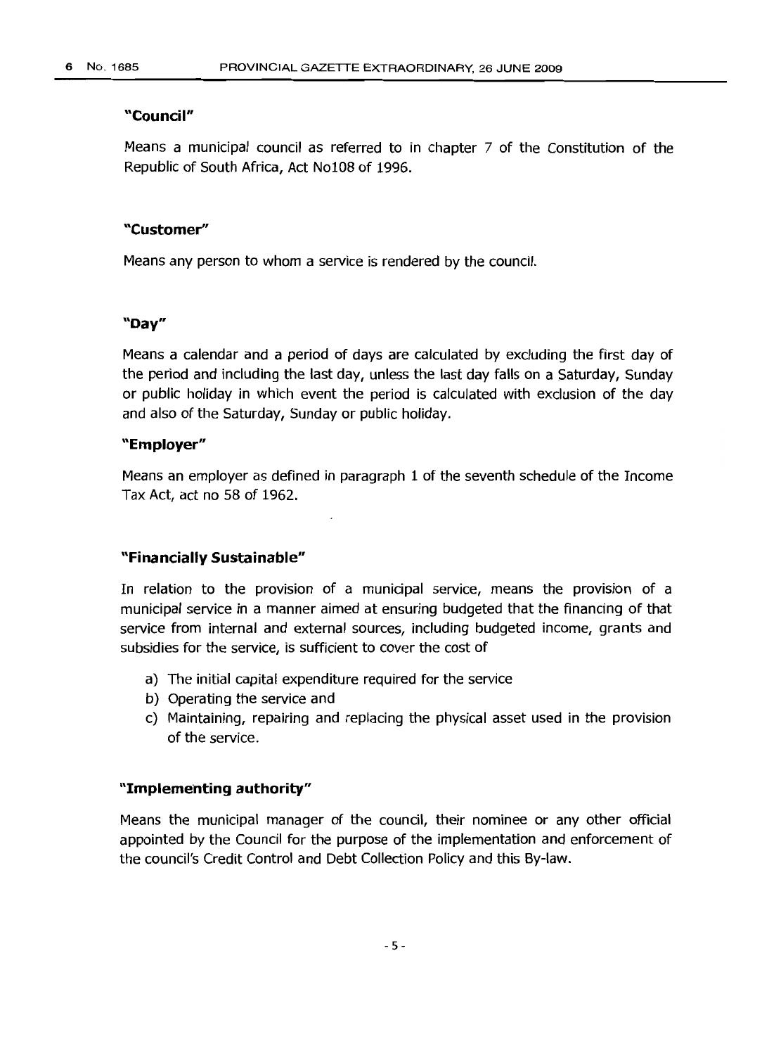**"Council"**

Means a municipal council as referred to in chapter 7 of the Constitution of the Republic of South Africa, Act No108 of 1996.

**"Customer"**

Means any person to whom a service is rendered by the council.

**"Day"**

Means a calendar and a period of days are calculated by excluding the first day of the period and including the last day, unless the last day falls on a Saturday, Sunday or public holiday in which event the period is calculated with exclusion of the day and also of the Saturday, Sunday or public holiday.

**"Employer"**

Means an employer as defined in paragraph 1 of the seventh schedule of the Income Tax Act, act no 58 of 1962.

**"Financially Sustainable"**

In relation to the provision of a municipal service, means the provision of a municipal service in a manner aimed at ensuring budgeted that the financing of that service from internal and external sources, including budgeted income, grants and subsidies for the service, is sufficient to cover the cost of

a) The initial capital expenditure required for the service
b) Operating the service and
c) Maintaining, repairing and replacing the physical asset used in the provision of the service.

**"Implementing authority"**

Means the municipal manager of the council, their nominee or any other official appointed by the Council for the purpose of the implementation and enforcement of the council's Credit Control and Debt Collection Policy and this By-law.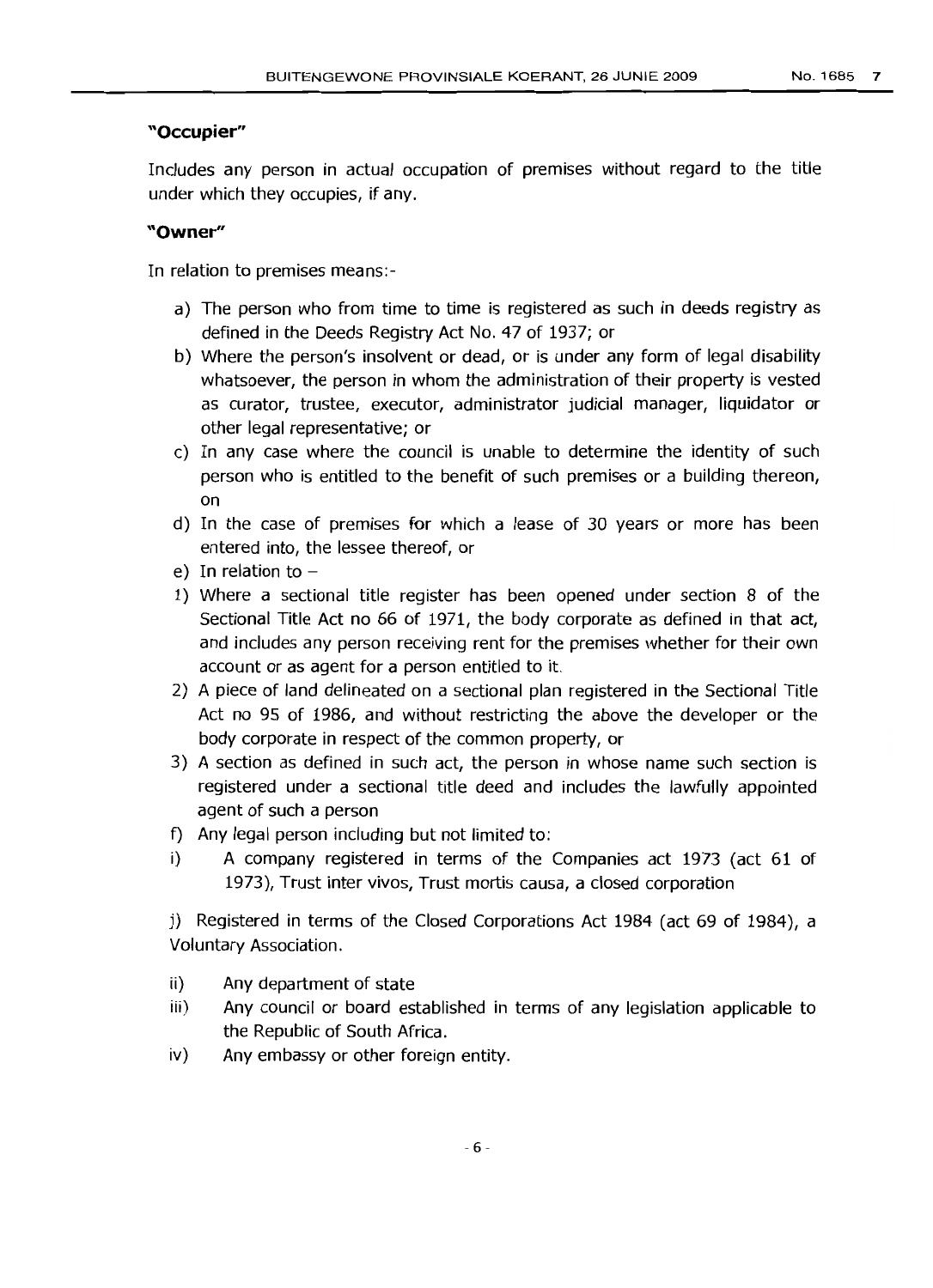**"Occupier"**

Includes any person in actual occupation of premises without regard to the title under which they occupies, if any.

**"Owner"**

In relation to premises means:-

a) The person who from time to time is registered as such in deeds registry as defined in the Deeds Registry Act No. 47 of 1937; or
b) Where the person's insolvent or dead, or is under any form of legal disability whatsoever, the person in whom the administration of their property is vested as curator, trustee, executor, administrator judicial manager, liquidator or other legal representative; or
c) In any case where the council is unable to determine the identity of such person who is entitled to the benefit of such premises or a building thereon, on
d) In the case of premises for which a lease of 30 years or more has been entered into, the lessee thereof, or
e) In relation to –

1) Where a sectional title register has been opened under section 8 of the Sectional Title Act no 66 of 1971, the body corporate as defined in that act, and includes any person receiving rent for the premises whether for their own account or as agent for a person entitled to it.
2) A piece of land delineated on a sectional plan registered in the Sectional Title Act no 95 of 1986, and without restricting the above the developer or the body corporate in respect of the common property, or
3) A section as defined in such act, the person in whose name such section is registered under a sectional title deed and includes the lawfully appointed agent of such a person

f) Any legal person including but not limited to:

i) A company registered in terms of the Companies act 1973 (act 61 of 1973), Trust inter vivos, Trust mortis causa, a closed corporation

j) Registered in terms of the Closed Corporations Act 1984 (act 69 of 1984), a Voluntary Association.

ii) Any department of state
iii) Any council or board established in terms of any legislation applicable to the Republic of South Africa.
iv) Any embassy or other foreign entity.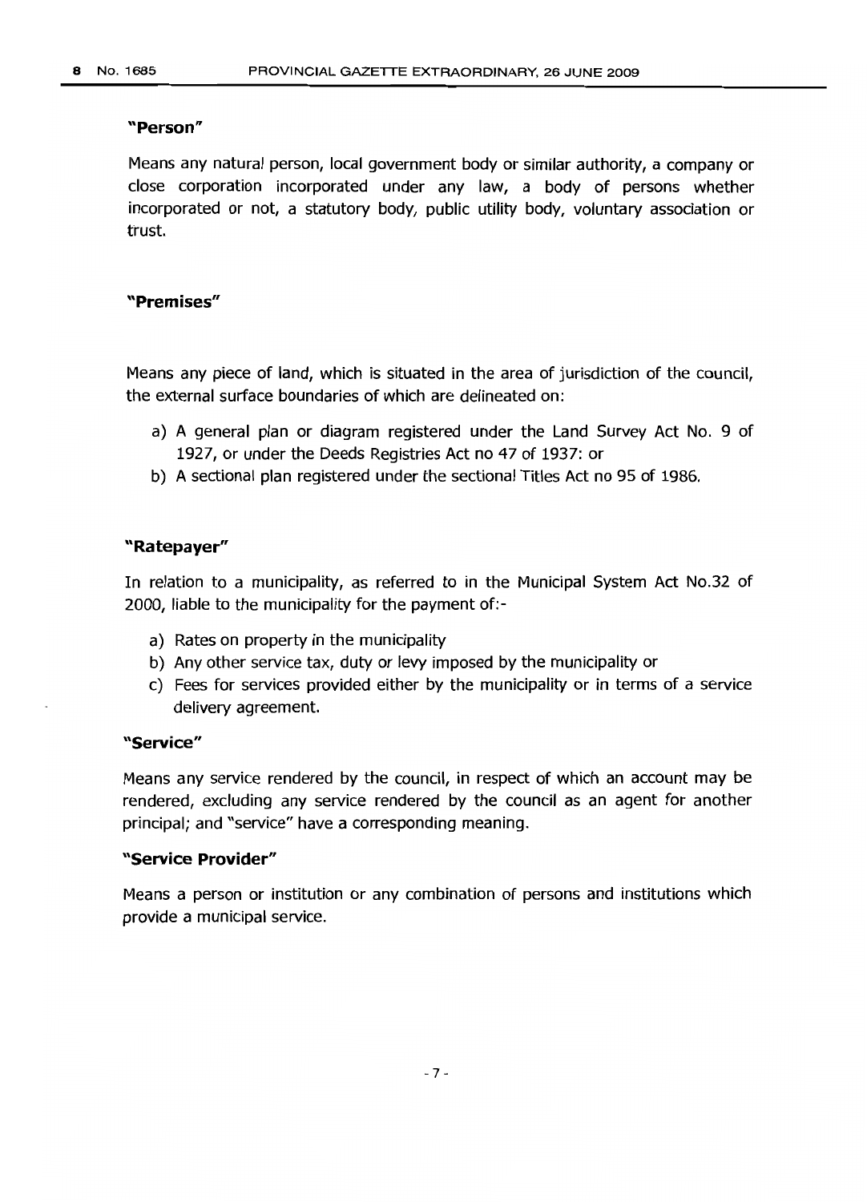**"Person"**

Means any natural person, local government body or similar authority, a company or close corporation incorporated under any law, a body of persons whether incorporated or not, a statutory body, public utility body, voluntary association or trust.

**"Premises"**

Means any piece of land, which is situated in the area of jurisdiction of the council, the external surface boundaries of which are delineated on:

a) A general plan or diagram registered under the Land Survey Act No. 9 of 1927, or under the Deeds Registries Act no 47 of 1937: or
b) A sectional plan registered under the sectional Titles Act no 95 of 1986.

**"Ratepayer"**

In relation to a municipality, as referred to in the Municipal System Act No.32 of 2000, liable to the municipality for the payment of:-

a) Rates on property in the municipality
b) Any other service tax, duty or levy imposed by the municipality or
c) Fees for services provided either by the municipality or in terms of a service delivery agreement.

**"Service"**

Means any service rendered by the council, in respect of which an account may be rendered, excluding any service rendered by the council as an agent for another principal; and "service" have a corresponding meaning.

**"Service Provider"**

Means a person or institution or any combination of persons and institutions which provide a municipal service.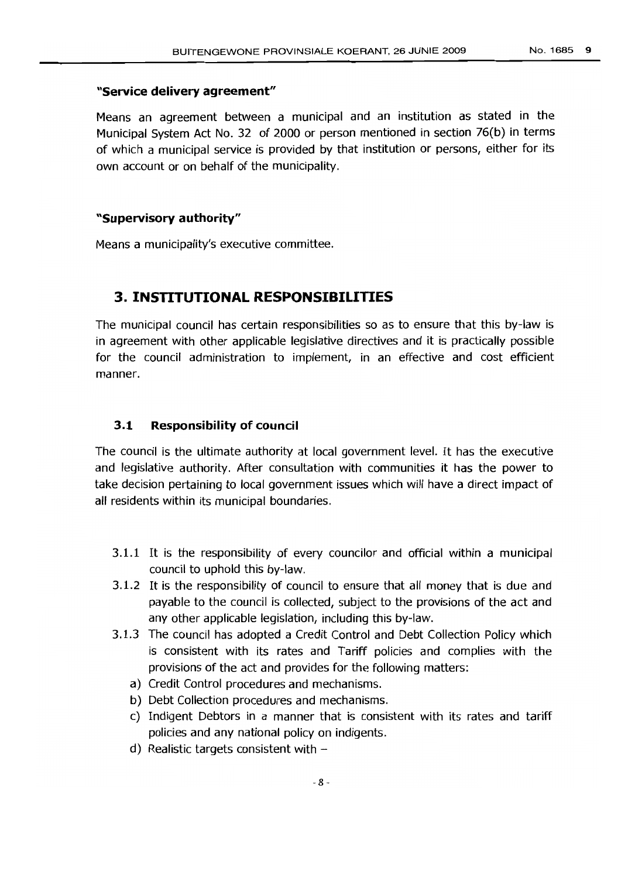**"Service delivery agreement"**

Means an agreement between a municipal and an institution as stated in the Municipal System Act No. 32 of 2000 or person mentioned in section 76(b) in terms of which a municipal service is provided by that institution or persons, either for its own account or on behalf of the municipality.

**"Supervisory authority"**

Means a municipality's executive committee.

## 3. INSTITUTIONAL RESPONSIBILITIES

The municipal council has certain responsibilities so as to ensure that this by-law is in agreement with other applicable legislative directives and it is practically possible for the council administration to implement, in an effective and cost efficient manner.

### 3.1 Responsibility of council

The council is the ultimate authority at local government level. It has the executive and legislative authority. After consultation with communities it has the power to take decision pertaining to local government issues which will have a direct impact of all residents within its municipal boundaries.

3.1.1 It is the responsibility of every councilor and official within a municipal council to uphold this by-law.

3.1.2 It is the responsibility of council to ensure that all money that is due and payable to the council is collected, subject to the provisions of the act and any other applicable legislation, including this by-law.

3.1.3 The council has adopted a Credit Control and Debt Collection Policy which is consistent with its rates and Tariff policies and complies with the provisions of the act and provides for the following matters:

a) Credit Control procedures and mechanisms.

b) Debt Collection procedures and mechanisms.

c) Indigent Debtors in a manner that is consistent with its rates and tariff policies and any national policy on indigents.

d) Realistic targets consistent with –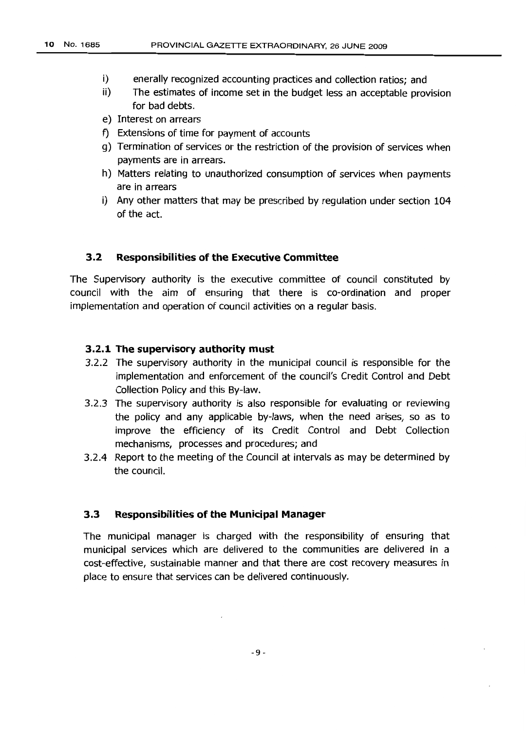i) enerally recognized accounting practices and collection ratios; and
ii) The estimates of income set in the budget less an acceptable provision for bad debts.

e) Interest on arrears
f) Extensions of time for payment of accounts
g) Termination of services or the restriction of the provision of services when payments are in arrears.
h) Matters relating to unauthorized consumption of services when payments are in arrears
i) Any other matters that may be prescribed by regulation under section 104 of the act.

### 3.2 Responsibilities of the Executive Committee

The Supervisory authority is the executive committee of council constituted by council with the aim of ensuring that there is co-ordination and proper implementation and operation of council activities on a regular basis.

#### 3.2.1 The supervisory authority must

3.2.2 The supervisory authority in the municipal council is responsible for the implementation and enforcement of the council's Credit Control and Debt Collection Policy and this By-law.

3.2.3 The supervisory authority is also responsible for evaluating or reviewing the policy and any applicable by-laws, when the need arises, so as to improve the efficiency of its Credit Control and Debt Collection mechanisms, processes and procedures; and

3.2.4 Report to the meeting of the Council at intervals as may be determined by the council.

### 3.3 Responsibilities of the Municipal Manager

The municipal manager is charged with the responsibility of ensuring that municipal services which are delivered to the communities are delivered in a cost-effective, sustainable manner and that there are cost recovery measures in place to ensure that services can be delivered continuously.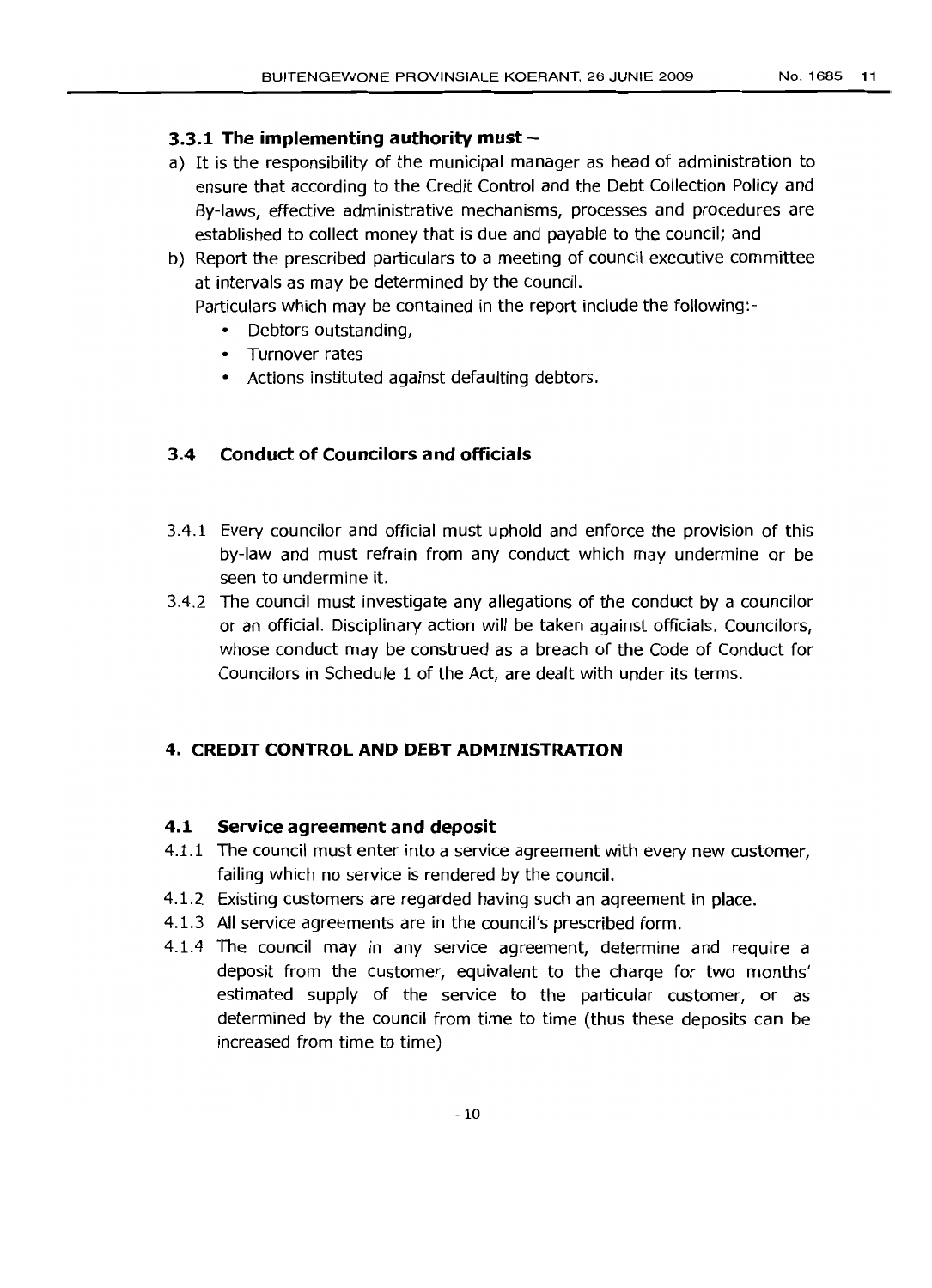### 3.3.1 The implementing authority must –

a) It is the responsibility of the municipal manager as head of administration to ensure that according to the Credit Control and the Debt Collection Policy and By-laws, effective administrative mechanisms, processes and procedures are established to collect money that is due and payable to the council; and
b) Report the prescribed particulars to a meeting of council executive committee at intervals as may be determined by the council.
   Particulars which may be contained in the report include the following:-
   - Debtors outstanding,
   - Turnover rates
   - Actions instituted against defaulting debtors.

### 3.4 Conduct of Councilors and officials

3.4.1 Every councilor and official must uphold and enforce the provision of this by-law and must refrain from any conduct which may undermine or be seen to undermine it.

3.4.2 The council must investigate any allegations of the conduct by a councilor or an official. Disciplinary action will be taken against officials. Councilors, whose conduct may be construed as a breach of the Code of Conduct for Councilors in Schedule 1 of the Act, are dealt with under its terms.

## 4. CREDIT CONTROL AND DEBT ADMINISTRATION

### 4.1 Service agreement and deposit

4.1.1 The council must enter into a service agreement with every new customer, failing which no service is rendered by the council.

4.1.2 Existing customers are regarded having such an agreement in place.

4.1.3 All service agreements are in the council's prescribed form.

4.1.4 The council may in any service agreement, determine and require a deposit from the customer, equivalent to the charge for two months' estimated supply of the service to the particular customer, or as determined by the council from time to time (thus these deposits can be increased from time to time)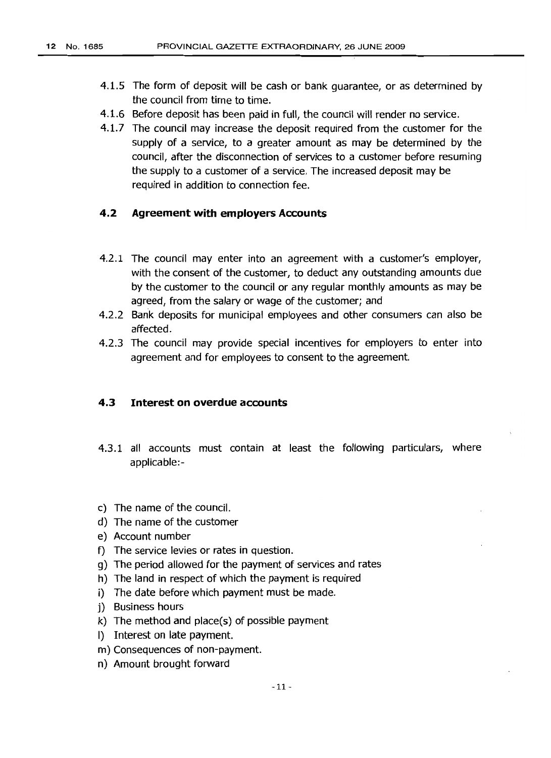4.1.5 The form of deposit will be cash or bank guarantee, or as determined by the council from time to time.

4.1.6 Before deposit has been paid in full, the council will render no service.

4.1.7 The council may increase the deposit required from the customer for the supply of a service, to a greater amount as may be determined by the council, after the disconnection of services to a customer before resuming the supply to a customer of a service. The increased deposit may be required in addition to connection fee.

### 4.2 Agreement with employers Accounts

4.2.1 The council may enter into an agreement with a customer's employer, with the consent of the customer, to deduct any outstanding amounts due by the customer to the council or any regular monthly amounts as may be agreed, from the salary or wage of the customer; and

4.2.2 Bank deposits for municipal employees and other consumers can also be affected.

4.2.3 The council may provide special incentives for employers to enter into agreement and for employees to consent to the agreement.

### 4.3 Interest on overdue accounts

4.3.1 all accounts must contain at least the following particulars, where applicable:-

c) The name of the council.
d) The name of the customer
e) Account number
f) The service levies or rates in question.
g) The period allowed for the payment of services and rates
h) The land in respect of which the payment is required
i) The date before which payment must be made.
j) Business hours
k) The method and place(s) of possible payment
l) Interest on late payment.
m) Consequences of non-payment.
n) Amount brought forward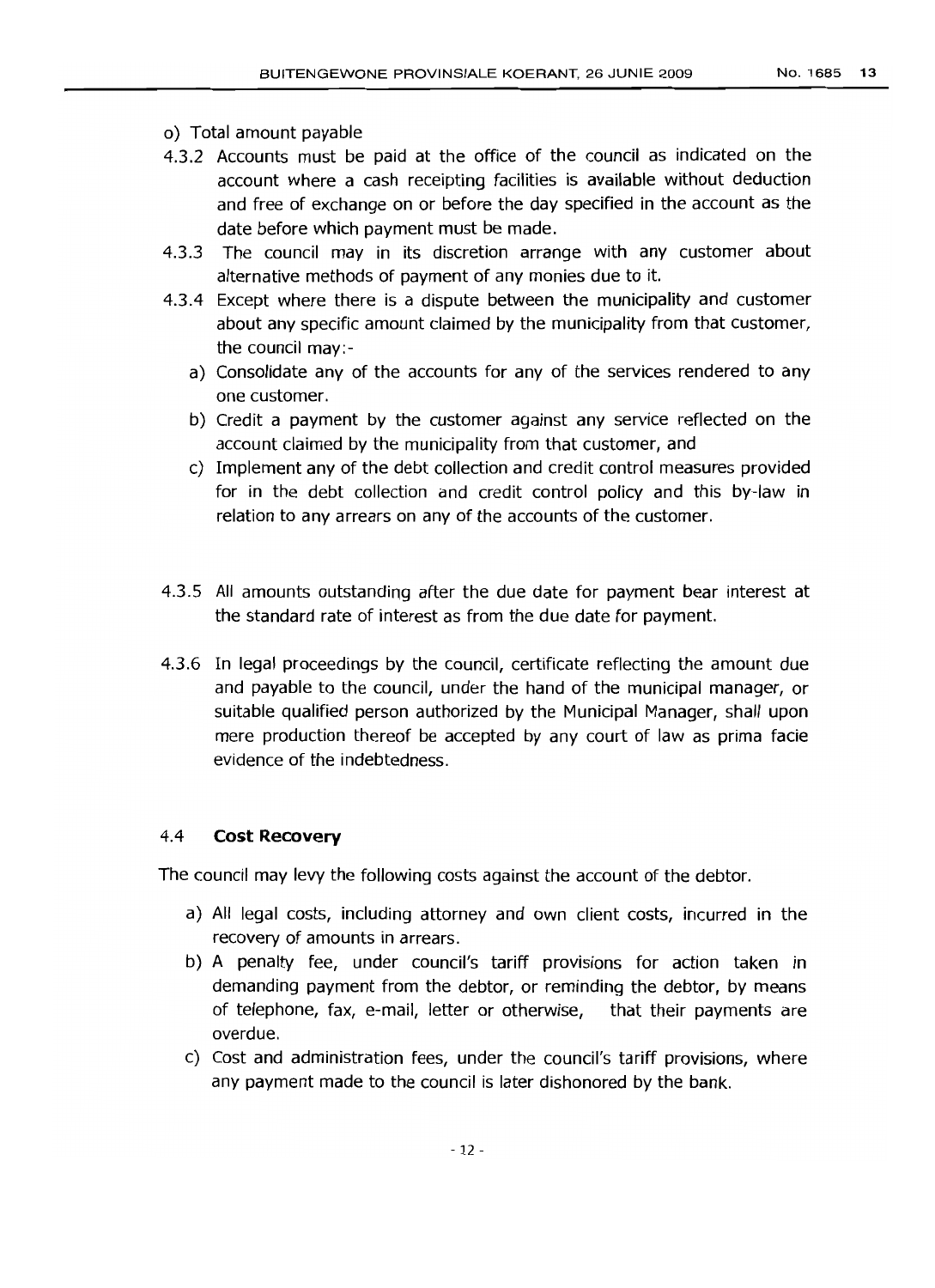o) Total amount payable

4.3.2 Accounts must be paid at the office of the council as indicated on the account where a cash receipting facilities is available without deduction and free of exchange on or before the day specified in the account as the date before which payment must be made.

4.3.3 The council may in its discretion arrange with any customer about alternative methods of payment of any monies due to it.

4.3.4 Except where there is a dispute between the municipality and customer about any specific amount claimed by the municipality from that customer, the council may:-

a) Consolidate any of the accounts for any of the services rendered to any one customer.
b) Credit a payment by the customer against any service reflected on the account claimed by the municipality from that customer, and
c) Implement any of the debt collection and credit control measures provided for in the debt collection and credit control policy and this by-law in relation to any arrears on any of the accounts of the customer.

4.3.5 All amounts outstanding after the due date for payment bear interest at the standard rate of interest as from the due date for payment.

4.3.6 In legal proceedings by the council, certificate reflecting the amount due and payable to the council, under the hand of the municipal manager, or suitable qualified person authorized by the Municipal Manager, shall upon mere production thereof be accepted by any court of law as prima facie evidence of the indebtedness.

### 4.4 **Cost Recovery**

The council may levy the following costs against the account of the debtor.

a) All legal costs, including attorney and own client costs, incurred in the recovery of amounts in arrears.
b) A penalty fee, under council's tariff provisions for action taken in demanding payment from the debtor, or reminding the debtor, by means of telephone, fax, e-mail, letter or otherwise, that their payments are overdue.
c) Cost and administration fees, under the council's tariff provisions, where any payment made to the council is later dishonored by the bank.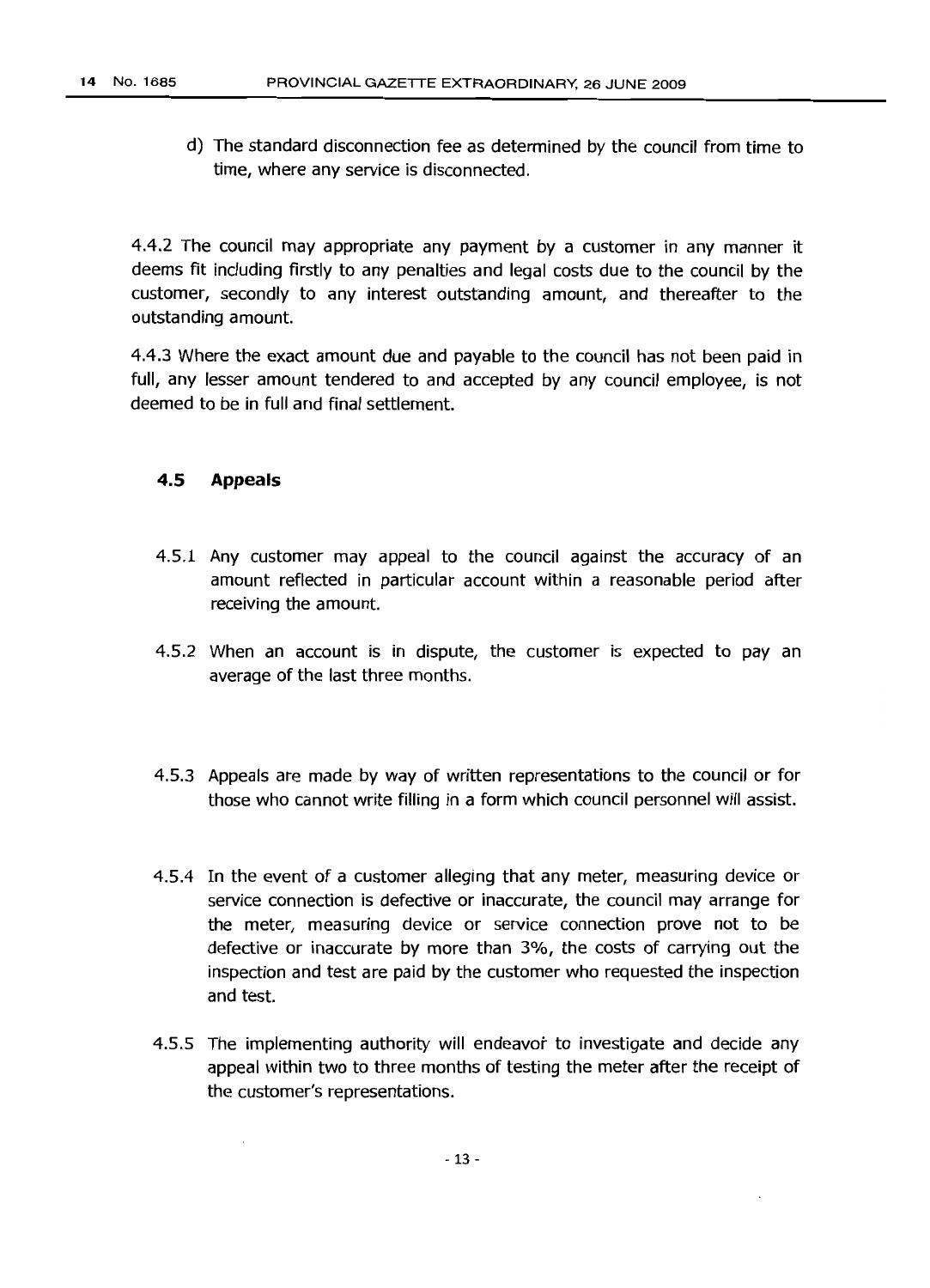d) The standard disconnection fee as determined by the council from time to time, where any service is disconnected.

4.4.2 The council may appropriate any payment by a customer in any manner it deems fit including firstly to any penalties and legal costs due to the council by the customer, secondly to any interest outstanding amount, and thereafter to the outstanding amount.

4.4.3 Where the exact amount due and payable to the council has not been paid in full, any lesser amount tendered to and accepted by any council employee, is not deemed to be in full and final settlement.

### 4.5 Appeals

4.5.1 Any customer may appeal to the council against the accuracy of an amount reflected in particular account within a reasonable period after receiving the amount.

4.5.2 When an account is in dispute, the customer is expected to pay an average of the last three months.

4.5.3 Appeals are made by way of written representations to the council or for those who cannot write filling in a form which council personnel will assist.

4.5.4 In the event of a customer alleging that any meter, measuring device or service connection is defective or inaccurate, the council may arrange for the meter, measuring device or service connection prove not to be defective or inaccurate by more than 3%, the costs of carrying out the inspection and test are paid by the customer who requested the inspection and test.

4.5.5 The implementing authority will endeavor to investigate and decide any appeal within two to three months of testing the meter after the receipt of the customer's representations.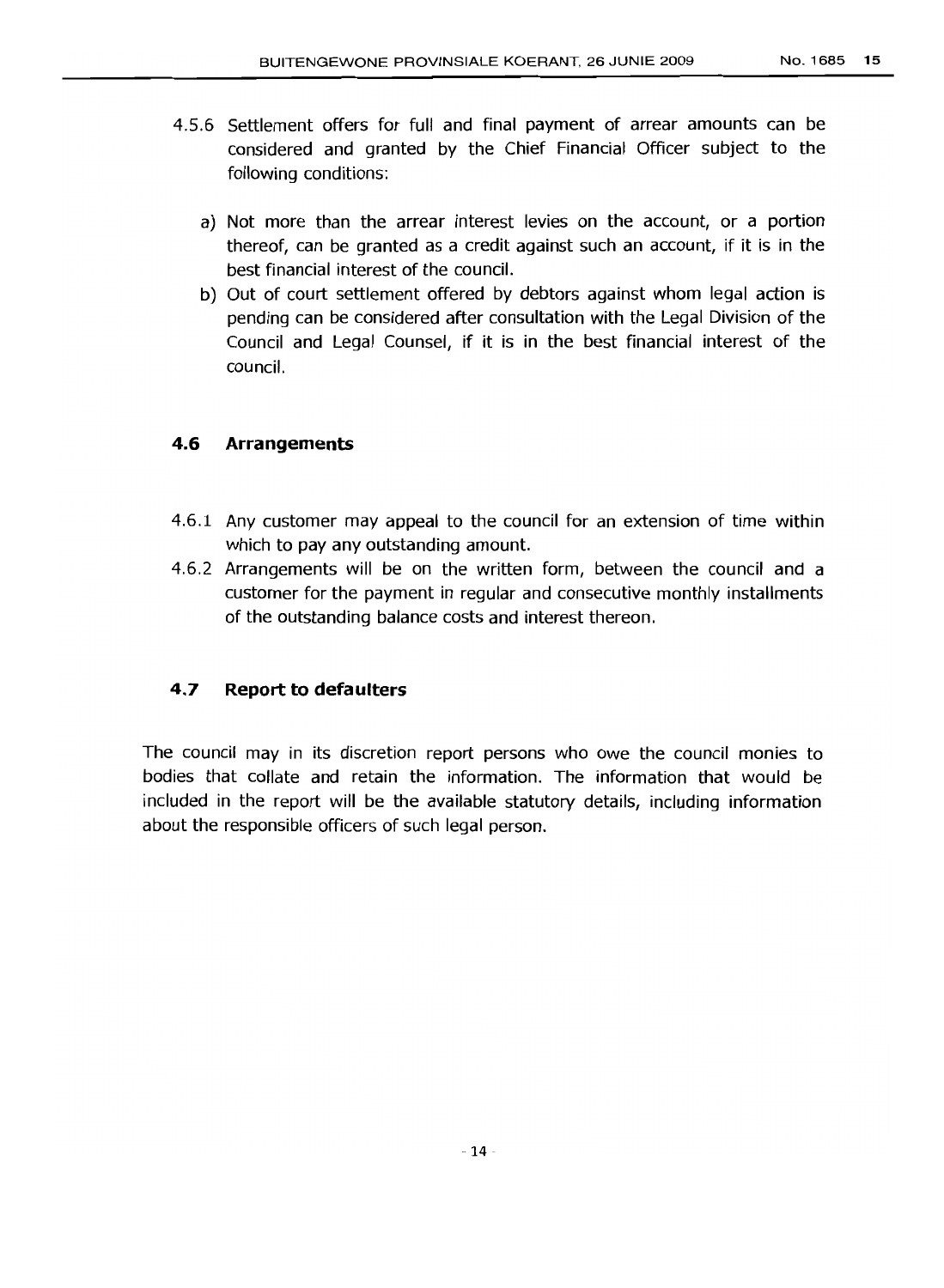4.5.6 Settlement offers for full and final payment of arrear amounts can be considered and granted by the Chief Financial Officer subject to the following conditions:

a) Not more than the arrear interest levies on the account, or a portion thereof, can be granted as a credit against such an account, if it is in the best financial interest of the council.

b) Out of court settlement offered by debtors against whom legal action is pending can be considered after consultation with the Legal Division of the Council and Legal Counsel, if it is in the best financial interest of the council.

### 4.6 Arrangements

4.6.1 Any customer may appeal to the council for an extension of time within which to pay any outstanding amount.

4.6.2 Arrangements will be on the written form, between the council and a customer for the payment in regular and consecutive monthly installments of the outstanding balance costs and interest thereon.

### 4.7 Report to defaulters

The council may in its discretion report persons who owe the council monies to bodies that collate and retain the information. The information that would be included in the report will be the available statutory details, including information about the responsible officers of such legal person.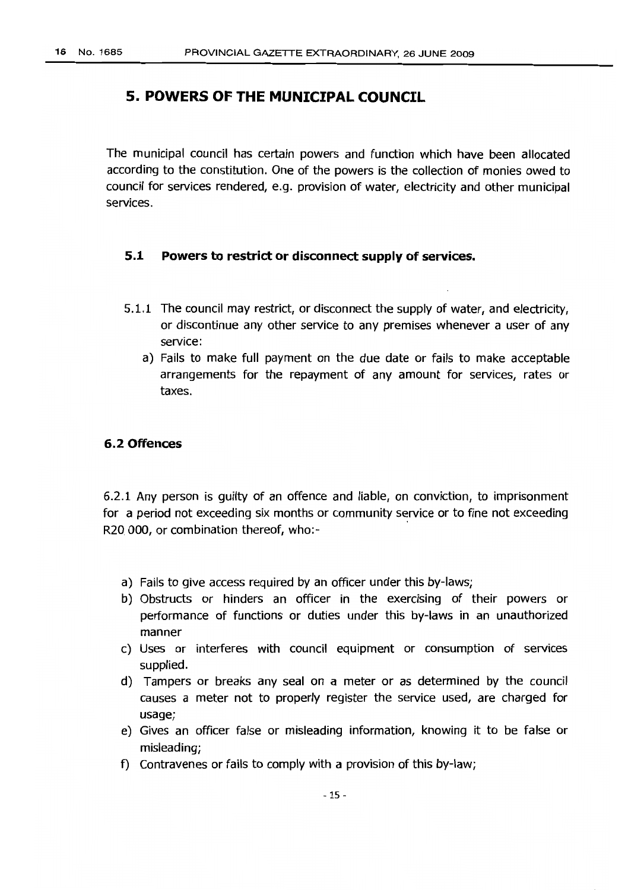## 5. POWERS OF THE MUNICIPAL COUNCIL

The municipal council has certain powers and function which have been allocated according to the constitution. One of the powers is the collection of monies owed to council for services rendered, e.g. provision of water, electricity and other municipal services.

### 5.1 Powers to restrict or disconnect supply of services.

5.1.1 The council may restrict, or disconnect the supply of water, and electricity, or discontinue any other service to any premises whenever a user of any service:

a) Fails to make full payment on the due date or fails to make acceptable arrangements for the repayment of any amount for services, rates or taxes.

### 6.2 Offences

6.2.1 Any person is guilty of an offence and liable, on conviction, to imprisonment for a period not exceeding six months or community service or to fine not exceeding R20 000, or combination thereof, who:-

a) Fails to give access required by an officer under this by-laws;
b) Obstructs or hinders an officer in the exercising of their powers or performance of functions or duties under this by-laws in an unauthorized manner
c) Uses or interferes with council equipment or consumption of services supplied.
d) Tampers or breaks any seal on a meter or as determined by the council causes a meter not to properly register the service used, are charged for usage;
e) Gives an officer false or misleading information, knowing it to be false or misleading;
f) Contravenes or fails to comply with a provision of this by-law;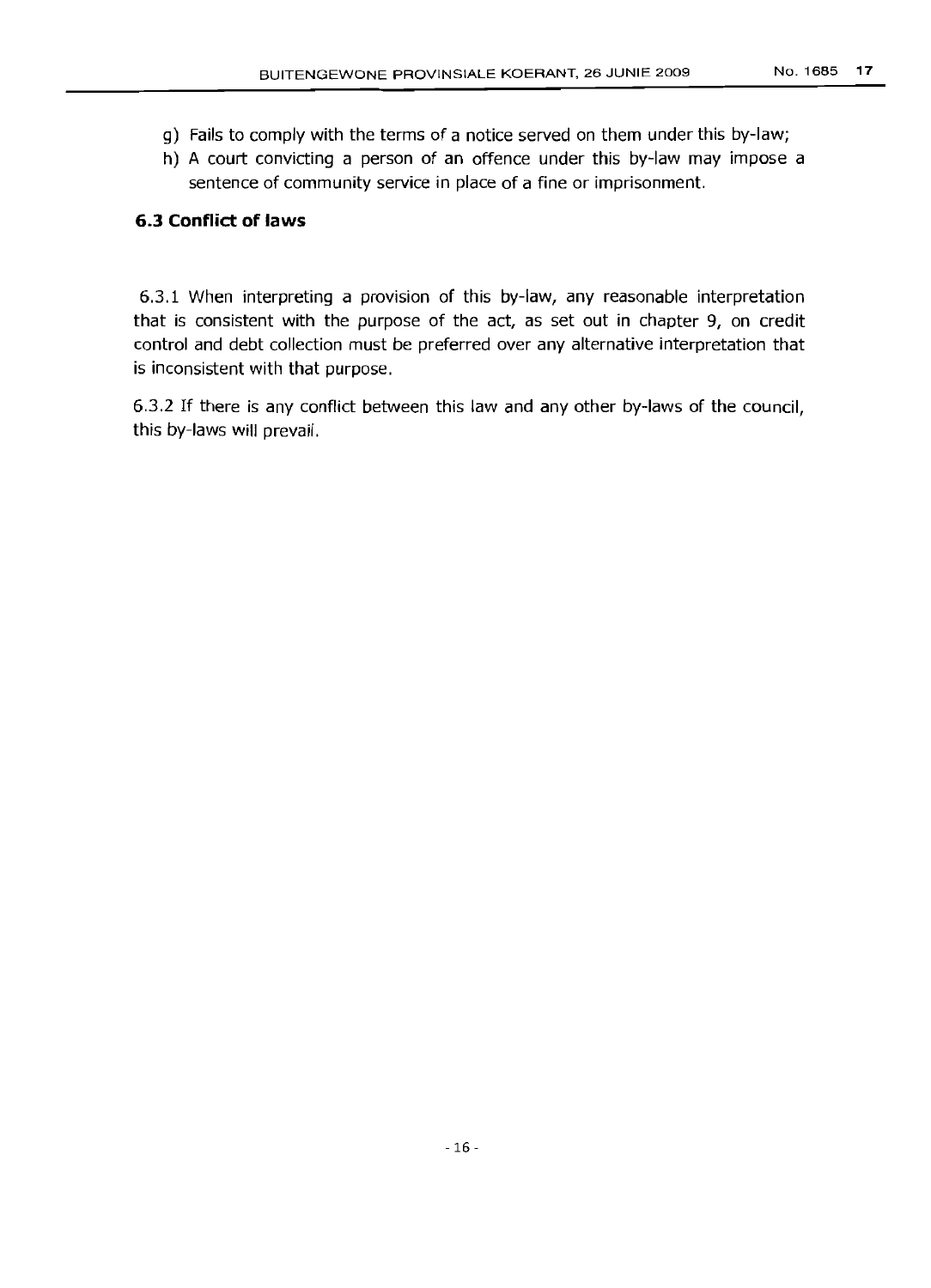g) Fails to comply with the terms of a notice served on them under this by-law;
h) A court convicting a person of an offence under this by-law may impose a sentence of community service in place of a fine or imprisonment.

### 6.3 Conflict of laws

6.3.1 When interpreting a provision of this by-law, any reasonable interpretation that is consistent with the purpose of the act, as set out in chapter 9, on credit control and debt collection must be preferred over any alternative interpretation that is inconsistent with that purpose.

6.3.2 If there is any conflict between this law and any other by-laws of the council, this by-laws will prevail.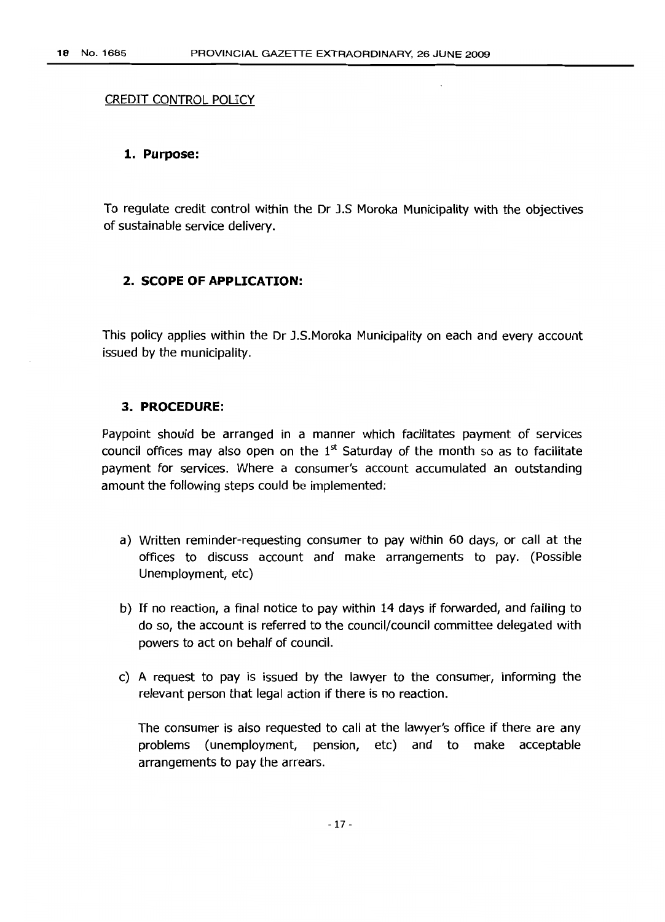CREDIT CONTROL POLICY

## 1. Purpose:

To regulate credit control within the Dr J.S Moroka Municipality with the objectives of sustainable service delivery.

## 2. SCOPE OF APPLICATION:

This policy applies within the Dr J.S.Moroka Municipality on each and every account issued by the municipality.

## 3. PROCEDURE:

Paypoint should be arranged in a manner which facilitates payment of services council offices may also open on the 1st Saturday of the month so as to facilitate payment for services. Where a consumer's account accumulated an outstanding amount the following steps could be implemented:

a) Written reminder-requesting consumer to pay within 60 days, or call at the offices to discuss account and make arrangements to pay. (Possible Unemployment, etc)

b) If no reaction, a final notice to pay within 14 days if forwarded, and failing to do so, the account is referred to the council/council committee delegated with powers to act on behalf of council.

c) A request to pay is issued by the lawyer to the consumer, informing the relevant person that legal action if there is no reaction.

   The consumer is also requested to call at the lawyer's office if there are any problems (unemployment, pension, etc) and to make acceptable arrangements to pay the arrears.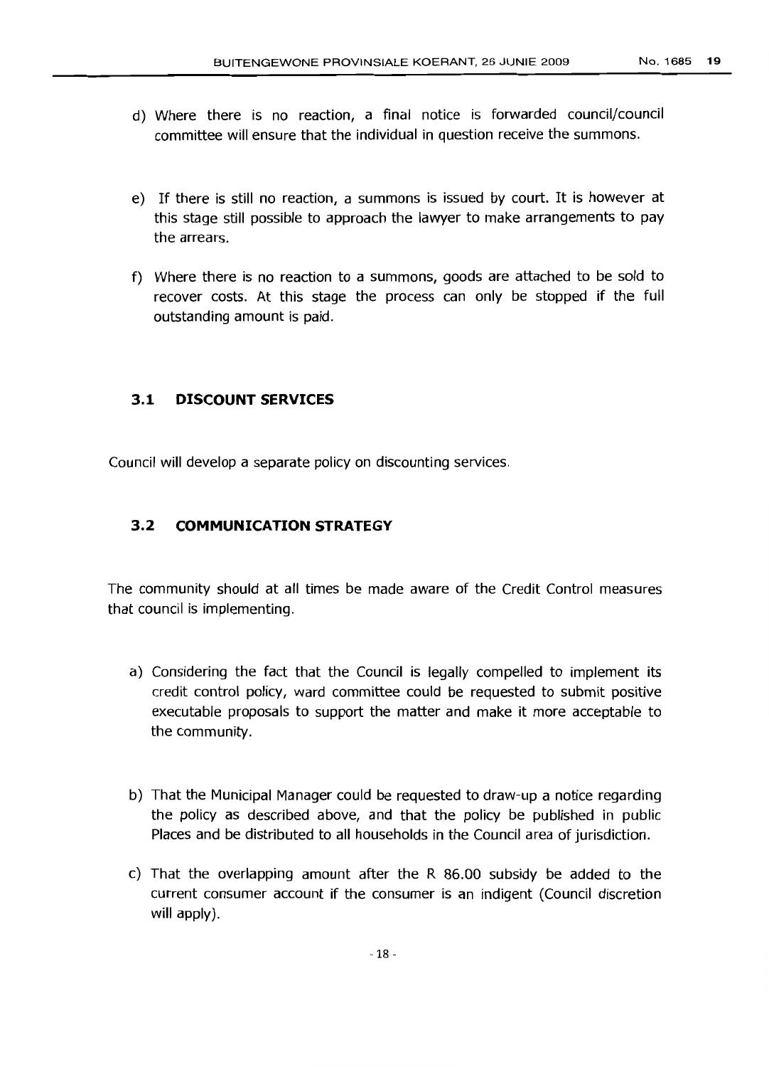d) Where there is no reaction, a final notice is forwarded council/council committee will ensure that the individual in question receive the summons.

e) If there is still no reaction, a summons is issued by court. It is however at this stage still possible to approach the lawyer to make arrangements to pay the arrears.

f) Where there is no reaction to a summons, goods are attached to be sold to recover costs. At this stage the process can only be stopped if the full outstanding amount is paid.

### 3.1 DISCOUNT SERVICES

Council will develop a separate policy on discounting services.

### 3.2 COMMUNICATION STRATEGY

The community should at all times be made aware of the Credit Control measures that council is implementing.

a) Considering the fact that the Council is legally compelled to implement its credit control policy, ward committee could be requested to submit positive executable proposals to support the matter and make it more acceptable to the community.

b) That the Municipal Manager could be requested to draw-up a notice regarding the policy as described above, and that the policy be published in public Places and be distributed to all households in the Council area of jurisdiction.

c) That the overlapping amount after the R 86.00 subsidy be added to the current consumer account if the consumer is an indigent (Council discretion will apply).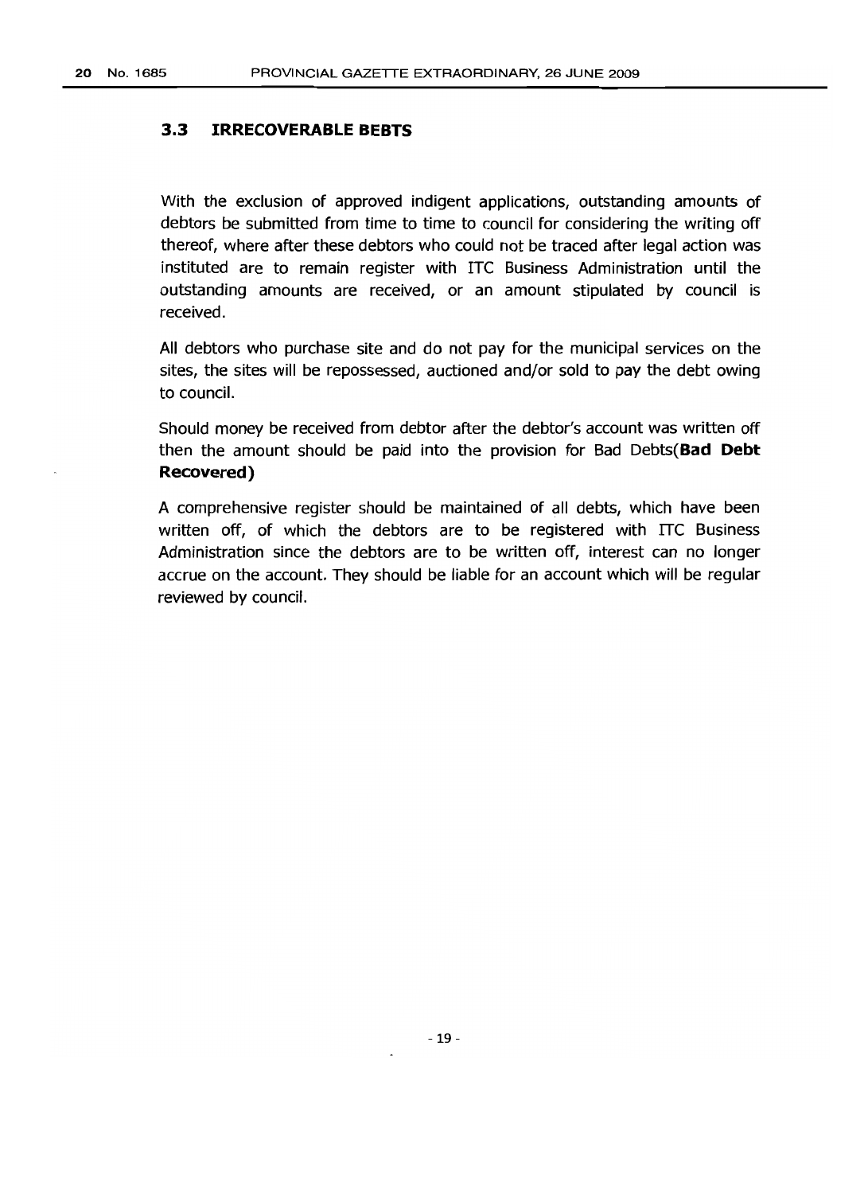### 3.3 IRRECOVERABLE BEBTS

With the exclusion of approved indigent applications, outstanding amounts of debtors be submitted from time to time to council for considering the writing off thereof, where after these debtors who could not be traced after legal action was instituted are to remain register with ITC Business Administration until the outstanding amounts are received, or an amount stipulated by council is received.

All debtors who purchase site and do not pay for the municipal services on the sites, the sites will be repossessed, auctioned and/or sold to pay the debt owing to council.

Should money be received from debtor after the debtor's account was written off then the amount should be paid into the provision for Bad Debts(**Bad Debt Recovered)**

A comprehensive register should be maintained of all debts, which have been written off, of which the debtors are to be registered with ITC Business Administration since the debtors are to be written off, interest can no longer accrue on the account. They should be liable for an account which will be regular reviewed by council.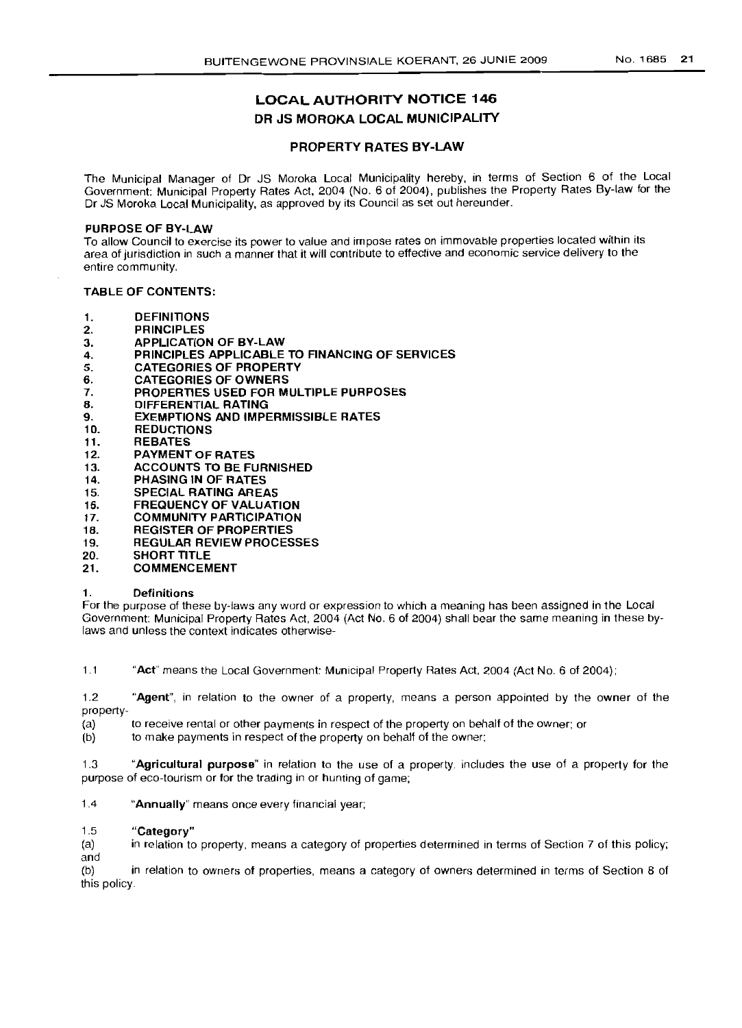# LOCAL AUTHORITY NOTICE 146

## DR JS MOROKA LOCAL MUNICIPALITY

### PROPERTY RATES BY-LAW

The Municipal Manager of Dr JS Moroka Local Municipality hereby, in terms of Section 6 of the Local Government: Municipal Property Rates Act, 2004 (No. 6 of 2004), publishes the Property Rates By-law for the Dr JS Moroka Local Municipality, as approved by its Council as set out hereunder.

**PURPOSE OF BY-LAW**

To allow Council to exercise its power to value and impose rates on immovable properties located within its area of jurisdiction in such a manner that it will contribute to effective and economic service delivery to the entire community.

**TABLE OF CONTENTS:**

1. **DEFINITIONS**
2. **PRINCIPLES**
3. **APPLICATION OF BY-LAW**
4. **PRINCIPLES APPLICABLE TO FINANCING OF SERVICES**
5. **CATEGORIES OF PROPERTY**
6. **CATEGORIES OF OWNERS**
7. **PROPERTIES USED FOR MULTIPLE PURPOSES**
8. **DIFFERENTIAL RATING**
9. **EXEMPTIONS AND IMPERMISSIBLE RATES**
10. **REDUCTIONS**
11. **REBATES**
12. **PAYMENT OF RATES**
13. **ACCOUNTS TO BE FURNISHED**
14. **PHASING IN OF RATES**
15. **SPECIAL RATING AREAS**
16. **FREQUENCY OF VALUATION**
17. **COMMUNITY PARTICIPATION**
18. **REGISTER OF PROPERTIES**
19. **REGULAR REVIEW PROCESSES**
20. **SHORT TITLE**
21. **COMMENCEMENT**

**1. Definitions**

For the purpose of these by-laws any word or expression to which a meaning has been assigned in the Local Government: Municipal Property Rates Act, 2004 (Act No. 6 of 2004) shall bear the same meaning in these by-laws and unless the context indicates otherwise-

1.1 "**Act**" means the Local Government: Municipal Property Rates Act, 2004 (Act No. 6 of 2004);

1.2 "**Agent**", in relation to the owner of a property, means a person appointed by the owner of the property-

(a) to receive rental or other payments in respect of the property on behalf of the owner; or

(b) to make payments in respect of the property on behalf of the owner;

1.3 "**Agricultural purpose**" in relation to the use of a property, includes the use of a property for the purpose of eco-tourism or for the trading in or hunting of game;

1.4 "**Annually**" means once every financial year;

1.5 "**Category**"

(a) in relation to property, means a category of properties determined in terms of Section 7 of this policy; and

(b) in relation to owners of properties, means a category of owners determined in terms of Section 8 of this policy.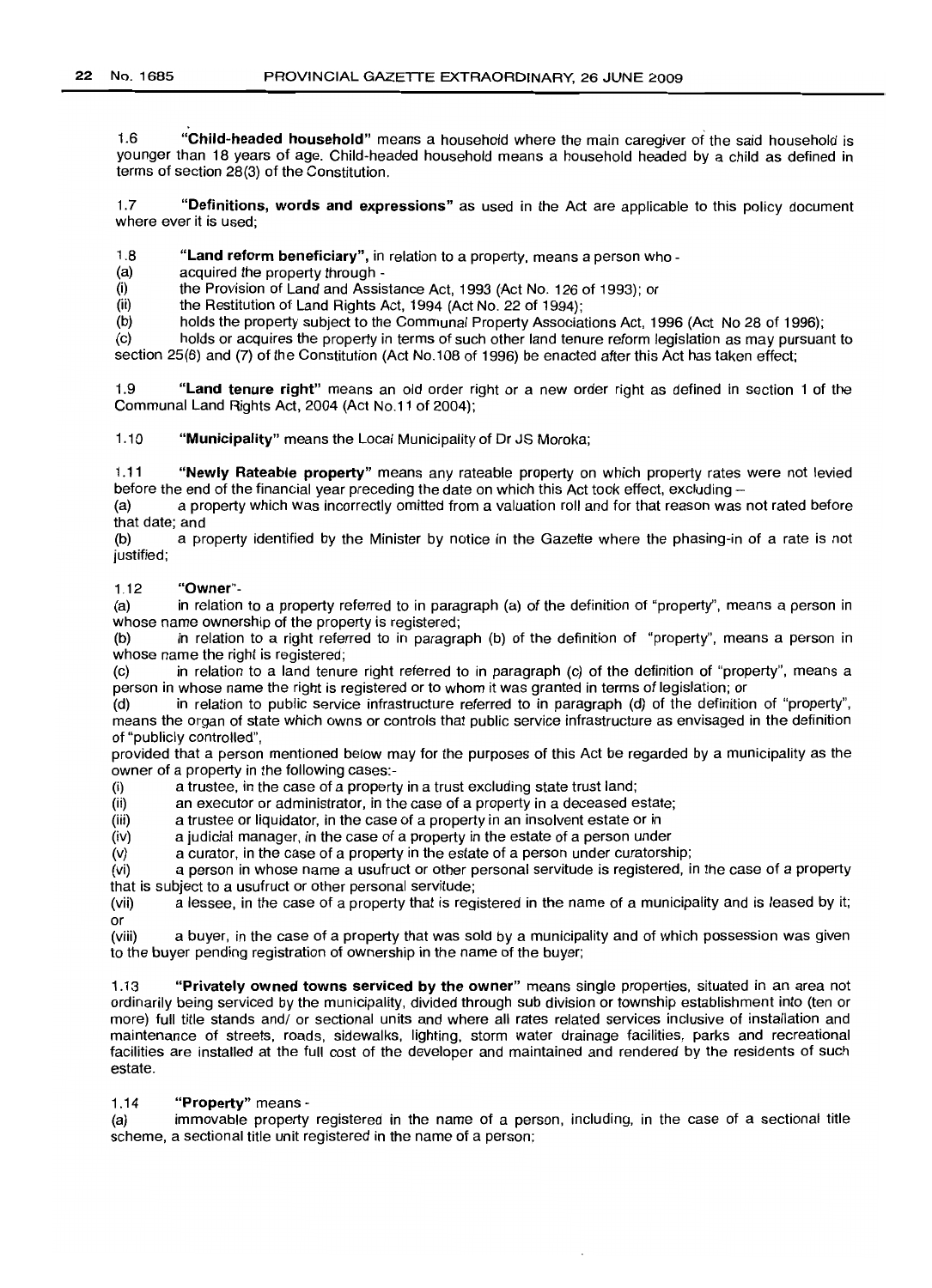1.6 **"Child-headed household"** means a household where the main caregiver of the said household is younger than 18 years of age. Child-headed household means a household headed by a child as defined in terms of section 28(3) of the Constitution.

1.7 **"Definitions, words and expressions"** as used in the Act are applicable to this policy document where ever it is used;

1.8 **"Land reform beneficiary",** in relation to a property, means a person who -

(a) acquired the property through -

(i) the Provision of Land and Assistance Act, 1993 (Act No. 126 of 1993); or

(ii) the Restitution of Land Rights Act, 1994 (Act No. 22 of 1994);

(b) holds the property subject to the Communal Property Associations Act, 1996 (Act No 28 of 1996);

(c) holds or acquires the property in terms of such other land tenure reform legislation as may pursuant to section 25(6) and (7) of the Constitution (Act No.108 of 1996) be enacted after this Act has taken effect;

1.9 **"Land tenure right"** means an old order right or a new order right as defined in section 1 of the Communal Land Rights Act, 2004 (Act No.11 of 2004);

1.10 **"Municipality"** means the Local Municipality of Dr JS Moroka;

1.11 **"Newly Rateable property"** means any rateable property on which property rates were not levied before the end of the financial year preceding the date on which this Act took effect, excluding –

(a) a property which was incorrectly omitted from a valuation roll and for that reason was not rated before that date; and

(b) a property identified by the Minister by notice in the Gazette where the phasing-in of a rate is not justified;

1.12 **"Owner"**-

(a) in relation to a property referred to in paragraph (a) of the definition of "property", means a person in whose name ownership of the property is registered;

(b) in relation to a right referred to in paragraph (b) of the definition of "property", means a person in whose name the right is registered;

(c) in relation to a land tenure right referred to in paragraph (c) of the definition of "property", means a person in whose name the right is registered or to whom it was granted in terms of legislation; or

(d) in relation to public service infrastructure referred to in paragraph (d) of the definition of "property", means the organ of state which owns or controls that public service infrastructure as envisaged in the definition of "publicly controlled",

provided that a person mentioned below may for the purposes of this Act be regarded by a municipality as the owner of a property in the following cases:-

(i) a trustee, in the case of a property in a trust excluding state trust land;

(ii) an executor or administrator, in the case of a property in a deceased estate;

(iii) a trustee or liquidator, in the case of a property in an insolvent estate or in

(iv) a judicial manager, in the case of a property in the estate of a person under

(v) a curator, in the case of a property in the estate of a person under curatorship;

(vi) a person in whose name a usufruct or other personal servitude is registered, in the case of a property that is subject to a usufruct or other personal servitude;

(vii) a lessee, in the case of a property that is registered in the name of a municipality and is leased by it; or

(viii) a buyer, in the case of a property that was sold by a municipality and of which possession was given to the buyer pending registration of ownership in the name of the buyer;

1.13 **"Privately owned towns serviced by the owner"** means single properties, situated in an area not ordinarily being serviced by the municipality, divided through sub division or township establishment into (ten or more) full title stands and/ or sectional units and where all rates related services inclusive of installation and maintenance of streets, roads, sidewalks, lighting, storm water drainage facilities, parks and recreational facilities are installed at the full cost of the developer and maintained and rendered by the residents of such estate.

1.14 **"Property"** means -

(a) immovable property registered in the name of a person, including, in the case of a sectional title scheme, a sectional title unit registered in the name of a person;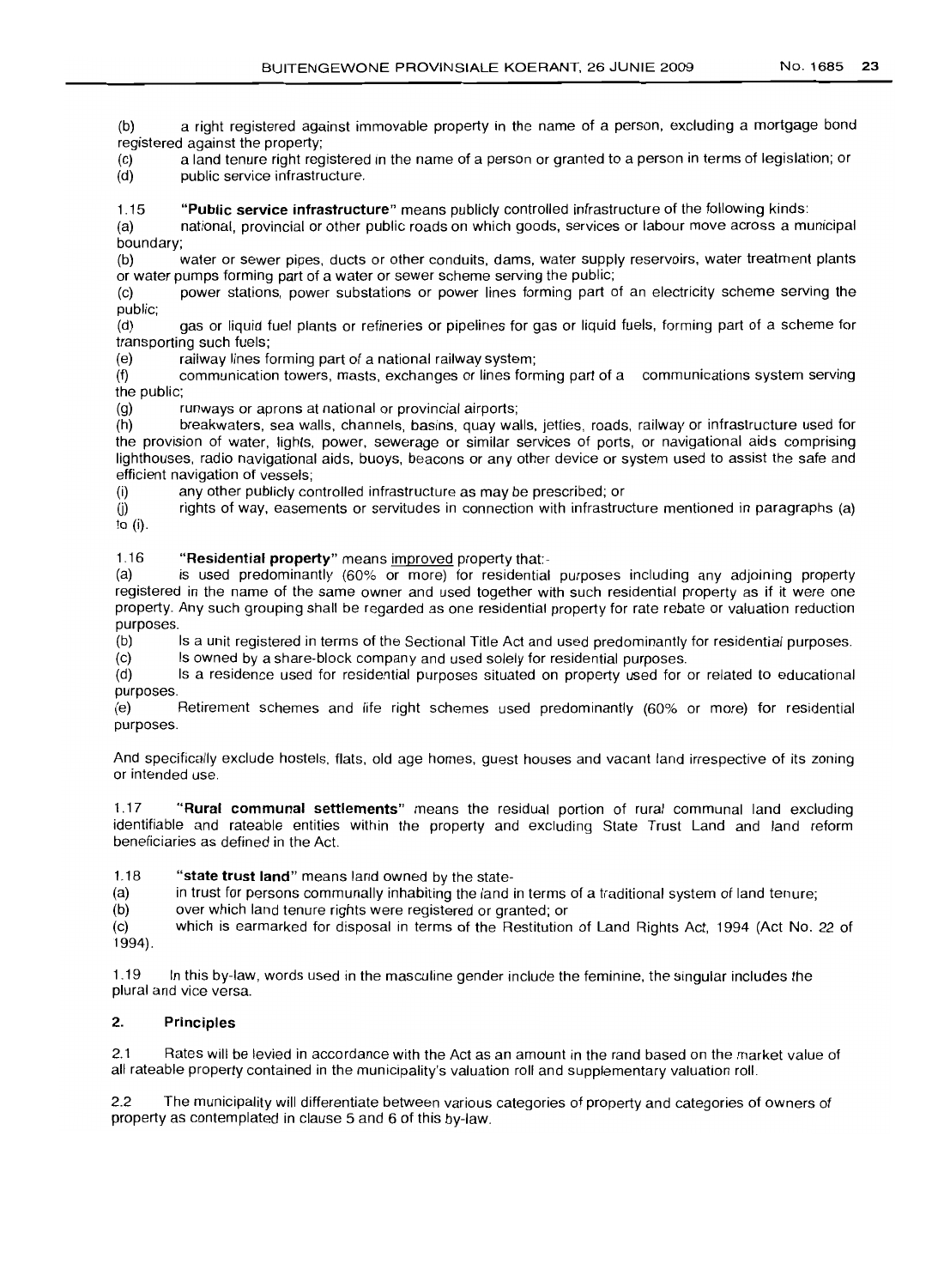(b) a right registered against immovable property in the name of a person, excluding a mortgage bond registered against the property;

(c) a land tenure right registered in the name of a person or granted to a person in terms of legislation; or

(d) public service infrastructure.

1.15 **"Public service infrastructure"** means publicly controlled infrastructure of the following kinds:

(a) national, provincial or other public roads on which goods, services or labour move across a municipal boundary;

(b) water or sewer pipes, ducts or other conduits, dams, water supply reservoirs, water treatment plants or water pumps forming part of a water or sewer scheme serving the public;

(c) power stations, power substations or power lines forming part of an electricity scheme serving the public;

(d) gas or liquid fuel plants or refineries or pipelines for gas or liquid fuels, forming part of a scheme for transporting such fuels;

(e) railway lines forming part of a national railway system;

(f) communication towers, masts, exchanges or lines forming part of a communications system serving the public;

(g) runways or aprons at national or provincial airports;

(h) breakwaters, sea walls, channels, basins, quay walls, jetties, roads, railway or infrastructure used for the provision of water, lights, power, sewerage or similar services of ports, or navigational aids comprising lighthouses, radio navigational aids, buoys, beacons or any other device or system used to assist the safe and efficient navigation of vessels;

(i) any other publicly controlled infrastructure as may be prescribed; or

(j) rights of way, easements or servitudes in connection with infrastructure mentioned in paragraphs (a) to (i).

1.16 **"Residential property"** means improved property that:-

(a) is used predominantly (60% or more) for residential purposes including any adjoining property registered in the name of the same owner and used together with such residential property as if it were one property. Any such grouping shall be regarded as one residential property for rate rebate or valuation reduction purposes.

(b) Is a unit registered in terms of the Sectional Title Act and used predominantly for residential purposes.

(c) Is owned by a share-block company and used solely for residential purposes.

(d) Is a residence used for residential purposes situated on property used for or related to educational purposes.

(e) Retirement schemes and life right schemes used predominantly (60% or more) for residential purposes.

And specifically exclude hostels, flats, old age homes, guest houses and vacant land irrespective of its zoning or intended use.

1.17 **"Rural communal settlements"** means the residual portion of rural communal land excluding identifiable and rateable entities within the property and excluding State Trust Land and land reform beneficiaries as defined in the Act.

1.18 **"state trust land"** means land owned by the state-

(a) in trust for persons communally inhabiting the land in terms of a traditional system of land tenure;

(b) over which land tenure rights were registered or granted; or

(c) which is earmarked for disposal in terms of the Restitution of Land Rights Act, 1994 (Act No. 22 of 1994).

1.19 In this by-law, words used in the masculine gender include the feminine, the singular includes the plural and vice versa.

## 2. Principles

2.1 Rates will be levied in accordance with the Act as an amount in the rand based on the market value of all rateable property contained in the municipality's valuation roll and supplementary valuation roll.

2.2 The municipality will differentiate between various categories of property and categories of owners of property as contemplated in clause 5 and 6 of this by-law.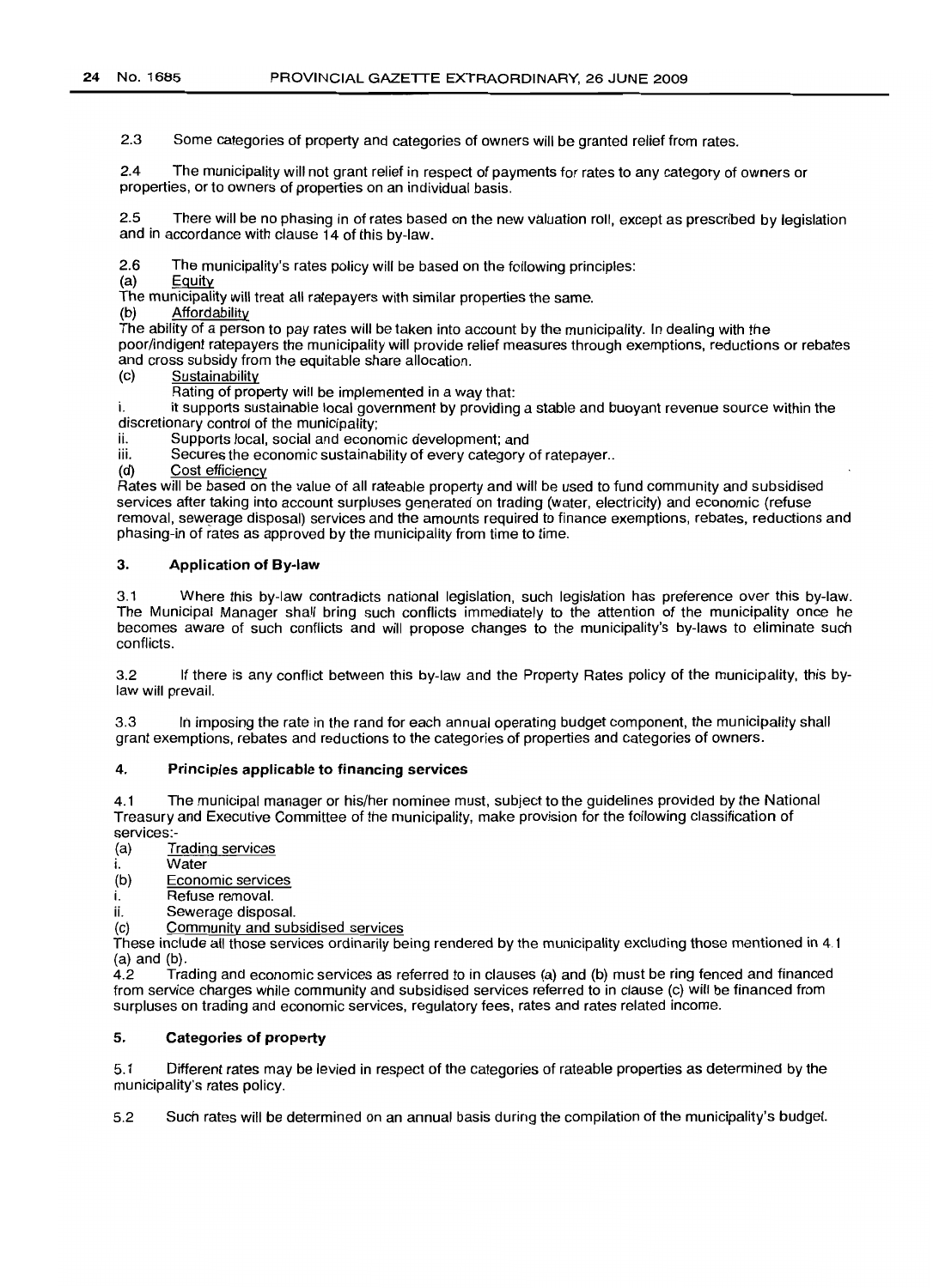2.3 Some categories of property and categories of owners will be granted relief from rates.

2.4 The municipality will not grant relief in respect of payments for rates to any category of owners or properties, or to owners of properties on an individual basis.

2.5 There will be no phasing in of rates based on the new valuation roll, except as prescribed by legislation and in accordance with clause 14 of this by-law.

2.6 The municipality's rates policy will be based on the following principles:

(a) Equity

The municipality will treat all ratepayers with similar properties the same.

(b) Affordability

The ability of a person to pay rates will be taken into account by the municipality. In dealing with the poor/indigent ratepayers the municipality will provide relief measures through exemptions, reductions or rebates and cross subsidy from the equitable share allocation.

(c) Sustainability

Rating of property will be implemented in a way that:

i. it supports sustainable local government by providing a stable and buoyant revenue source within the discretionary control of the municipality;

ii. Supports local, social and economic development; and

iii. Secures the economic sustainability of every category of ratepayer..

(d) Cost efficiency

Rates will be based on the value of all rateable property and will be used to fund community and subsidised services after taking into account surpluses generated on trading (water, electricity) and economic (refuse removal, sewerage disposal) services and the amounts required to finance exemptions, rebates, reductions and phasing-in of rates as approved by the municipality from time to time.

## 3. Application of By-law

3.1 Where this by-law contradicts national legislation, such legislation has preference over this by-law. The Municipal Manager shall bring such conflicts immediately to the attention of the municipality once he becomes aware of such conflicts and will propose changes to the municipality's by-laws to eliminate such conflicts.

3.2 If there is any conflict between this by-law and the Property Rates policy of the municipality, this by-law will prevail.

3.3 In imposing the rate in the rand for each annual operating budget component, the municipality shall grant exemptions, rebates and reductions to the categories of properties and categories of owners.

## 4. Principles applicable to financing services

4.1 The municipal manager or his/her nominee must, subject to the guidelines provided by the National Treasury and Executive Committee of the municipality, make provision for the following classification of services:-

(a) Trading services

i. Water

(b) Economic services

i. Refuse removal.

ii. Sewerage disposal.

(c) Community and subsidised services

These include all those services ordinarily being rendered by the municipality excluding those mentioned in 4.1 (a) and (b).

4.2 Trading and economic services as referred to in clauses (a) and (b) must be ring fenced and financed from service charges while community and subsidised services referred to in clause (c) will be financed from surpluses on trading and economic services, regulatory fees, rates and rates related income.

## 5. Categories of property

5.1 Different rates may be levied in respect of the categories of rateable properties as determined by the municipality's rates policy.

5.2 Such rates will be determined on an annual basis during the compilation of the municipality's budget.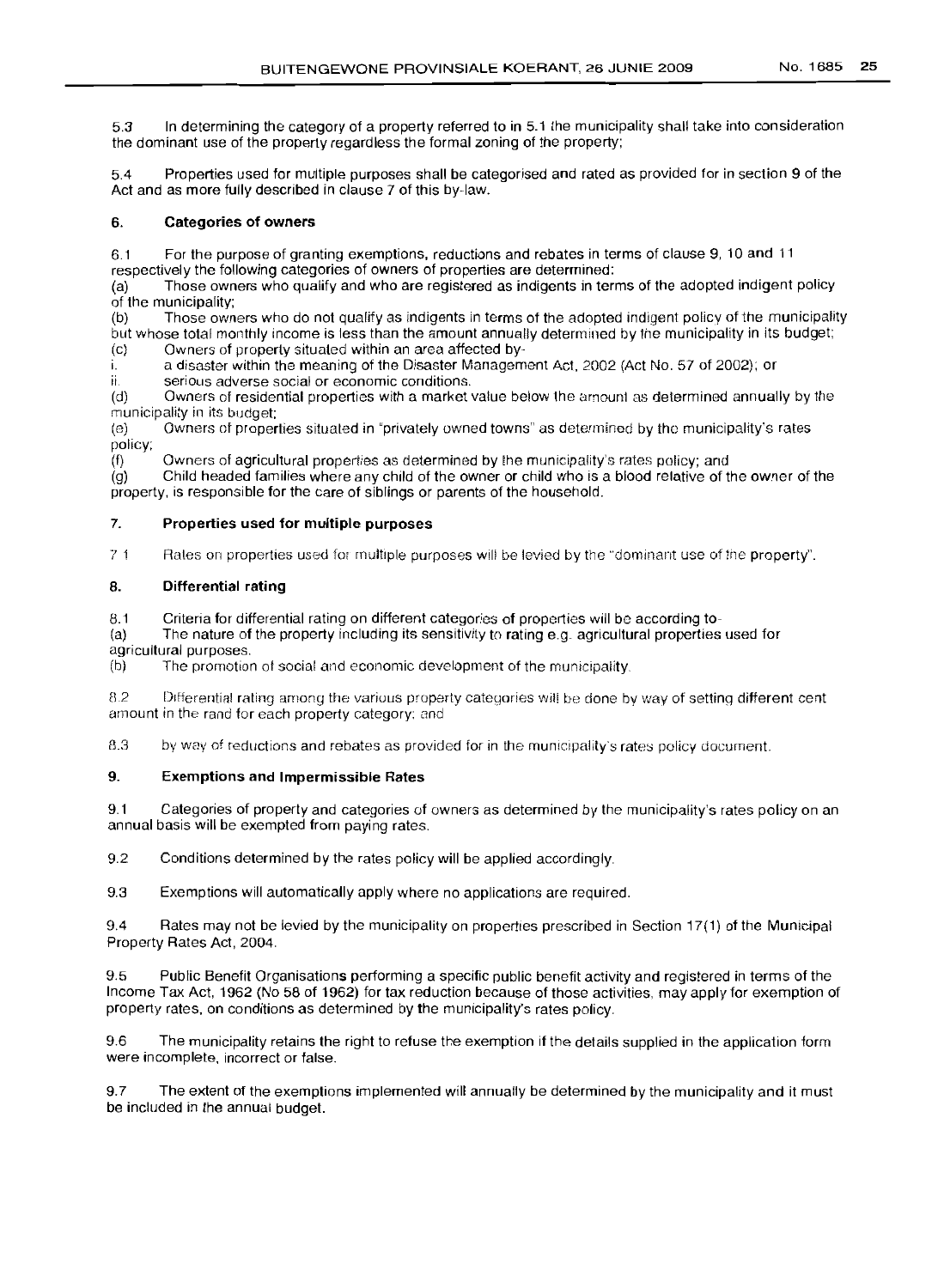5.3 In determining the category of a property referred to in 5.1 the municipality shall take into consideration the dominant use of the property regardless the formal zoning of the property;

5.4 Properties used for multiple purposes shall be categorised and rated as provided for in section 9 of the Act and as more fully described in clause 7 of this by-law.

### 6. Categories of owners

6.1 For the purpose of granting exemptions, reductions and rebates in terms of clause 9, 10 and 11 respectively the following categories of owners of properties are determined:

(a) Those owners who qualify and who are registered as indigents in terms of the adopted indigent policy of the municipality;

(b) Those owners who do not qualify as indigents in terms of the adopted indigent policy of the municipality but whose total monthly income is less than the amount annually determined by the municipality in its budget;

(c) Owners of property situated within an area affected by-

i. a disaster within the meaning of the Disaster Management Act, 2002 (Act No. 57 of 2002); or

ii. serious adverse social or economic conditions.

(d) Owners of residential properties with a market value below the amount as determined annually by the municipality in its budget;

(e) Owners of properties situated in "privately owned towns" as determined by the municipality's rates policy;

(f) Owners of agricultural properties as determined by the municipality's rates policy; and

(g) Child headed families where any child of the owner or child who is a blood relative of the owner of the property, is responsible for the care of siblings or parents of the household.

### 7. Properties used for multiple purposes

7.1 Rates on properties used for multiple purposes will be levied by the "dominant use of the property".

### 8. Differential rating

8.1 Criteria for differential rating on different categories of properties will be according to-

(a) The nature of the property including its sensitivity to rating e.g. agricultural properties used for agricultural purposes.

(b) The promotion of social and economic development of the municipality.

8.2 Differential rating among the various property categories will be done by way of setting different cent amount in the rand for each property category; and

8.3 by way of reductions and rebates as provided for in the municipality's rates policy document.

### 9. Exemptions and Impermissible Rates

9.1 Categories of property and categories of owners as determined by the municipality's rates policy on an annual basis will be exempted from paying rates.

9.2 Conditions determined by the rates policy will be applied accordingly.

9.3 Exemptions will automatically apply where no applications are required.

9.4 Rates may not be levied by the municipality on properties prescribed in Section 17(1) of the Municipal Property Rates Act, 2004.

9.5 Public Benefit Organisations performing a specific public benefit activity and registered in terms of the Income Tax Act, 1962 (No 58 of 1962) for tax reduction because of those activities, may apply for exemption of property rates, on conditions as determined by the municipality's rates policy.

9.6 The municipality retains the right to refuse the exemption if the details supplied in the application form were incomplete, incorrect or false.

9.7 The extent of the exemptions implemented will annually be determined by the municipality and it must be included in the annual budget.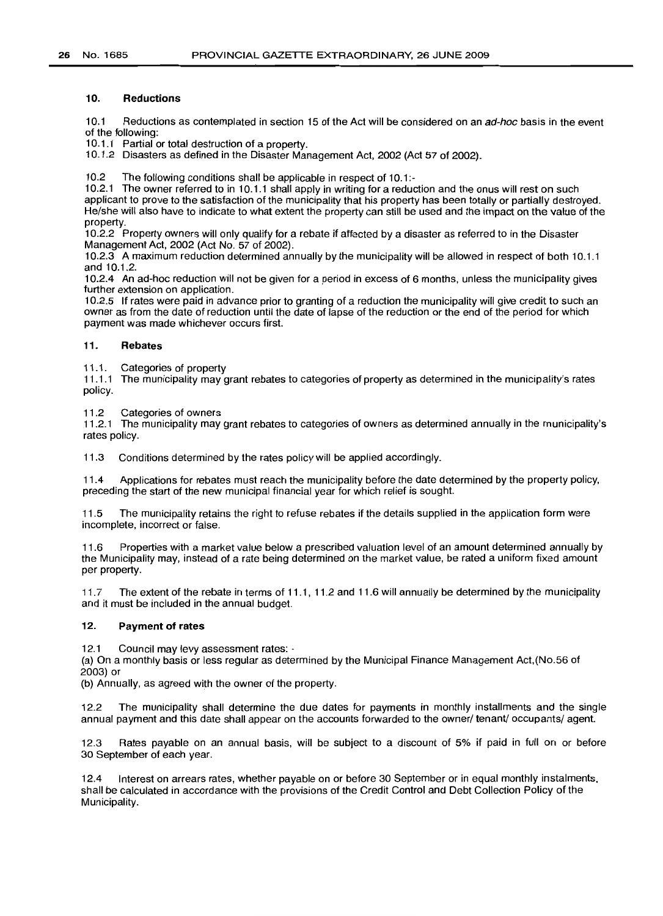## 10. Reductions

10.1 Reductions as contemplated in section 15 of the Act will be considered on an *ad-hoc* basis in the event of the following:

10.1.1 Partial or total destruction of a property.

10.1.2 Disasters as defined in the Disaster Management Act, 2002 (Act 57 of 2002).

10.2 The following conditions shall be applicable in respect of 10.1:-

10.2.1 The owner referred to in 10.1.1 shall apply in writing for a reduction and the onus will rest on such applicant to prove to the satisfaction of the municipality that his property has been totally or partially destroyed. He/she will also have to indicate to what extent the property can still be used and the impact on the value of the property.

10.2.2 Property owners will only qualify for a rebate if affected by a disaster as referred to in the Disaster Management Act, 2002 (Act No. 57 of 2002).

10.2.3 A maximum reduction determined annually by the municipality will be allowed in respect of both 10.1.1 and 10.1.2.

10.2.4 An ad-hoc reduction will not be given for a period in excess of 6 months, unless the municipality gives further extension on application.

10.2.5 If rates were paid in advance prior to granting of a reduction the municipality will give credit to such an owner as from the date of reduction until the date of lapse of the reduction or the end of the period for which payment was made whichever occurs first.

## 11. Rebates

11.1. Categories of property

11.1.1 The municipality may grant rebates to categories of property as determined in the municipality's rates policy.

11.2 Categories of owners

11.2.1 The municipality may grant rebates to categories of owners as determined annually in the municipality's rates policy.

11.3 Conditions determined by the rates policy will be applied accordingly.

11.4 Applications for rebates must reach the municipality before the date determined by the property policy, preceding the start of the new municipal financial year for which relief is sought.

11.5 The municipality retains the right to refuse rebates if the details supplied in the application form were incomplete, incorrect or false.

11.6 Properties with a market value below a prescribed valuation level of an amount determined annually by the Municipality may, instead of a rate being determined on the market value, be rated a uniform fixed amount per property.

11.7 The extent of the rebate in terms of 11.1, 11.2 and 11.6 will annually be determined by the municipality and it must be included in the annual budget.

## 12. Payment of rates

12.1 Council may levy assessment rates: -

(a) On a monthly basis or less regular as determined by the Municipal Finance Management Act,(No.56 of 2003) or

(b) Annually, as agreed with the owner of the property.

12.2 The municipality shall determine the due dates for payments in monthly installments and the single annual payment and this date shall appear on the accounts forwarded to the owner/ tenant/ occupants/ agent.

12.3 Rates payable on an annual basis, will be subject to a discount of 5% if paid in full on or before 30 September of each year.

12.4 Interest on arrears rates, whether payable on or before 30 September or in equal monthly instalments, shall be calculated in accordance with the provisions of the Credit Control and Debt Collection Policy of the Municipality.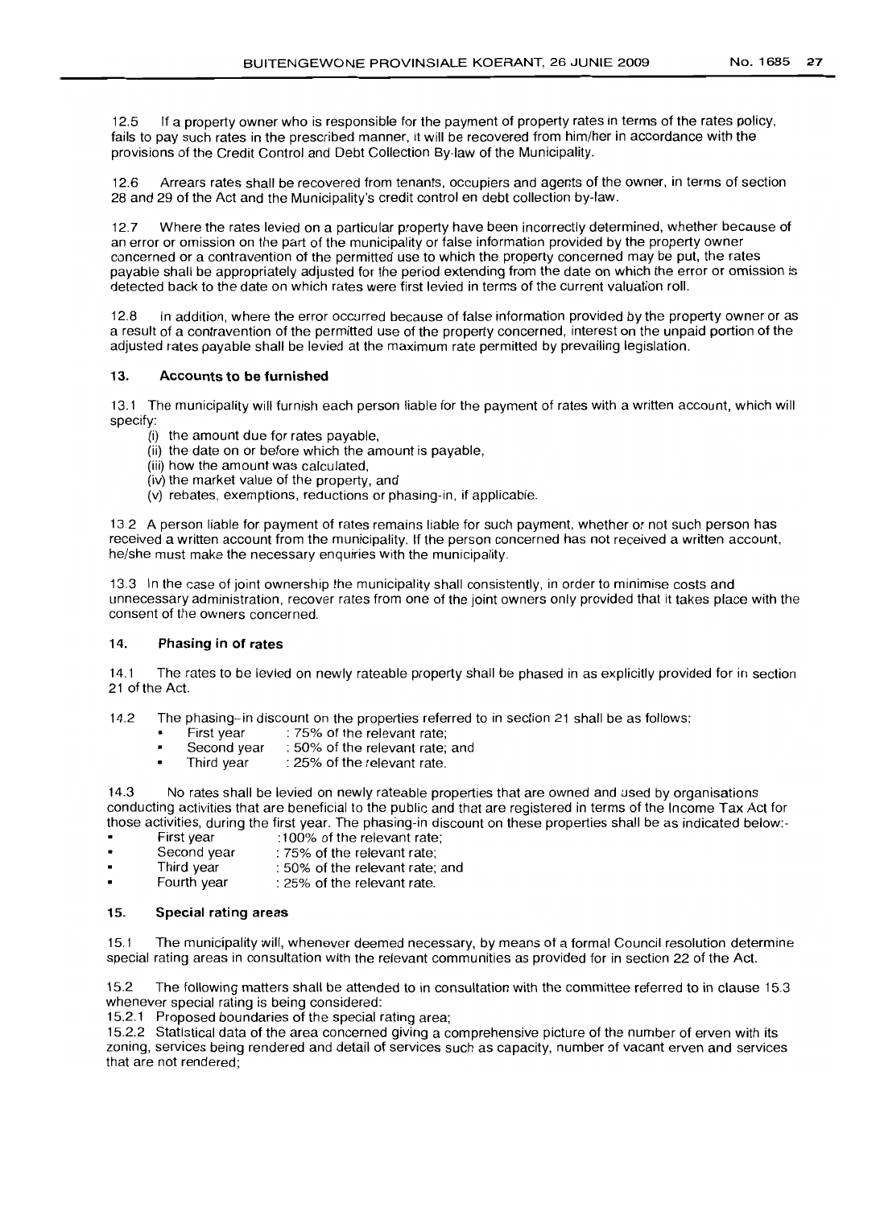12.5 If a property owner who is responsible for the payment of property rates in terms of the rates policy, fails to pay such rates in the prescribed manner, it will be recovered from him/her in accordance with the provisions of the Credit Control and Debt Collection By-law of the Municipality.

12.6 Arrears rates shall be recovered from tenants, occupiers and agents of the owner, in terms of section 28 and 29 of the Act and the Municipality's credit control en debt collection by-law.

12.7 Where the rates levied on a particular property have been incorrectly determined, whether because of an error or omission on the part of the municipality or false information provided by the property owner concerned or a contravention of the permitted use to which the property concerned may be put, the rates payable shall be appropriately adjusted for the period extending from the date on which the error or omission is detected back to the date on which rates were first levied in terms of the current valuation roll.

12.8 In addition, where the error occurred because of false information provided by the property owner or as a result of a contravention of the permitted use of the property concerned, interest on the unpaid portion of the adjusted rates payable shall be levied at the maximum rate permitted by prevailing legislation.

### 13. Accounts to be furnished

13.1 The municipality will furnish each person liable for the payment of rates with a written account, which will specify:

(i) the amount due for rates payable,
(ii) the date on or before which the amount is payable,
(iii) how the amount was calculated,
(iv) the market value of the property, and
(v) rebates, exemptions, reductions or phasing-in, if applicable.

13.2 A person liable for payment of rates remains liable for such payment, whether or not such person has received a written account from the municipality. If the person concerned has not received a written account, he/she must make the necessary enquiries with the municipality.

13.3 In the case of joint ownership the municipality shall consistently, in order to minimise costs and unnecessary administration, recover rates from one of the joint owners only provided that it takes place with the consent of the owners concerned.

### 14. Phasing in of rates

14.1 The rates to be levied on newly rateable property shall be phased in as explicitly provided for in section 21 of the Act.

14.2 The phasing-in discount on the properties referred to in section 21 shall be as follows:

- First year : 75% of the relevant rate;
- Second year : 50% of the relevant rate; and
- Third year : 25% of the relevant rate.

14.3 No rates shall be levied on newly rateable properties that are owned and used by organisations conducting activities that are beneficial to the public and that are registered in terms of the Income Tax Act for those activities, during the first year. The phasing-in discount on these properties shall be as indicated below:-

- First year :100% of the relevant rate;
- Second year : 75% of the relevant rate;
- Third year : 50% of the relevant rate; and
- Fourth year : 25% of the relevant rate.

### 15. Special rating areas

15.1 The municipality will, whenever deemed necessary, by means of a formal Council resolution determine special rating areas in consultation with the relevant communities as provided for in section 22 of the Act.

15.2 The following matters shall be attended to in consultation with the committee referred to in clause 15.3 whenever special rating is being considered:

15.2.1 Proposed boundaries of the special rating area;

15.2.2 Statistical data of the area concerned giving a comprehensive picture of the number of erven with its zoning, services being rendered and detail of services such as capacity, number of vacant erven and services that are not rendered;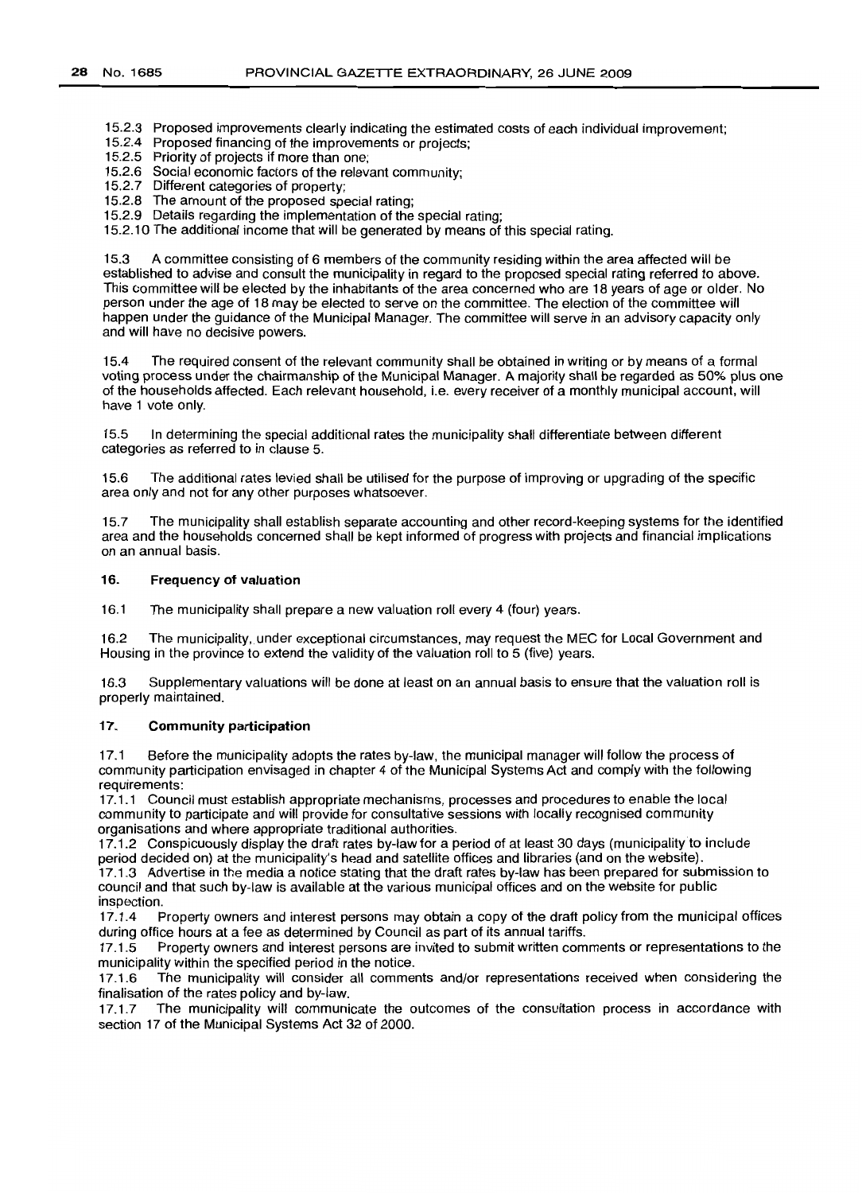15.2.3 Proposed improvements clearly indicating the estimated costs of each individual improvement;
15.2.4 Proposed financing of the improvements or projects;
15.2.5 Priority of projects if more than one;
15.2.6 Social economic factors of the relevant community;
15.2.7 Different categories of property;
15.2.8 The amount of the proposed special rating;
15.2.9 Details regarding the implementation of the special rating;
15.2.10 The additional income that will be generated by means of this special rating.

15.3 A committee consisting of 6 members of the community residing within the area affected will be established to advise and consult the municipality in regard to the proposed special rating referred to above. This committee will be elected by the inhabitants of the area concerned who are 18 years of age or older. No person under the age of 18 may be elected to serve on the committee. The election of the committee will happen under the guidance of the Municipal Manager. The committee will serve in an advisory capacity only and will have no decisive powers.

15.4 The required consent of the relevant community shall be obtained in writing or by means of a formal voting process under the chairmanship of the Municipal Manager. A majority shall be regarded as 50% plus one of the households affected. Each relevant household, i.e. every receiver of a monthly municipal account, will have 1 vote only.

15.5 In determining the special additional rates the municipality shall differentiate between different categories as referred to in clause 5.

15.6 The additional rates levied shall be utilised for the purpose of improving or upgrading of the specific area only and not for any other purposes whatsoever.

15.7 The municipality shall establish separate accounting and other record-keeping systems for the identified area and the households concerned shall be kept informed of progress with projects and financial implications on an annual basis.

### 16. Frequency of valuation

16.1 The municipality shall prepare a new valuation roll every 4 (four) years.

16.2 The municipality, under exceptional circumstances, may request the MEC for Local Government and Housing in the province to extend the validity of the valuation roll to 5 (five) years.

16.3 Supplementary valuations will be done at least on an annual basis to ensure that the valuation roll is properly maintained.

### 17. Community participation

17.1 Before the municipality adopts the rates by-law, the municipal manager will follow the process of community participation envisaged in chapter 4 of the Municipal Systems Act and comply with the following requirements:
17.1.1 Council must establish appropriate mechanisms, processes and procedures to enable the local community to participate and will provide for consultative sessions with locally recognised community organisations and where appropriate traditional authorities.
17.1.2 Conspicuously display the draft rates by-law for a period of at least 30 days (municipality to include period decided on) at the municipality's head and satellite offices and libraries (and on the website).
17.1.3 Advertise in the media a notice stating that the draft rates by-law has been prepared for submission to council and that such by-law is available at the various municipal offices and on the website for public inspection.
17.1.4 Property owners and interest persons may obtain a copy of the draft policy from the municipal offices during office hours at a fee as determined by Council as part of its annual tariffs.
17.1.5 Property owners and interest persons are invited to submit written comments or representations to the municipality within the specified period in the notice.
17.1.6 The municipality will consider all comments and/or representations received when considering the finalisation of the rates policy and by-law.
17.1.7 The municipality will communicate the outcomes of the consultation process in accordance with section 17 of the Municipal Systems Act 32 of 2000.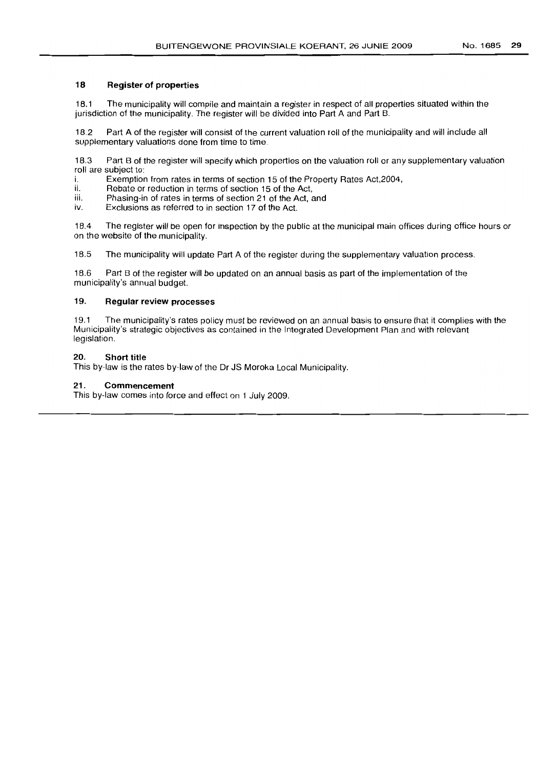### 18 Register of properties

18.1 The municipality will compile and maintain a register in respect of all properties situated within the jurisdiction of the municipality. The register will be divided into Part A and Part B.

18.2 Part A of the register will consist of the current valuation roll of the municipality and will include all supplementary valuations done from time to time.

18.3 Part B of the register will specify which properties on the valuation roll or any supplementary valuation roll are subject to:

i. Exemption from rates in terms of section 15 of the Property Rates Act,2004,
ii. Rebate or reduction in terms of section 15 of the Act,
iii. Phasing-in of rates in terms of section 21 of the Act, and
iv. Exclusions as referred to in section 17 of the Act.

18.4 The register will be open for inspection by the public at the municipal main offices during office hours or on the website of the municipality.

18.5 The municipality will update Part A of the register during the supplementary valuation process.

18.6 Part B of the register will be updated on an annual basis as part of the implementation of the municipality's annual budget.

### 19. Regular review processes

19.1 The municipality's rates policy must be reviewed on an annual basis to ensure that it complies with the Municipality's strategic objectives as contained in the Integrated Development Plan and with relevant legislation.

### 20. Short title

This by-law is the rates by-law of the Dr JS Moroka Local Municipality.

### 21. Commencement

This by-law comes into force and effect on 1 July 2009.